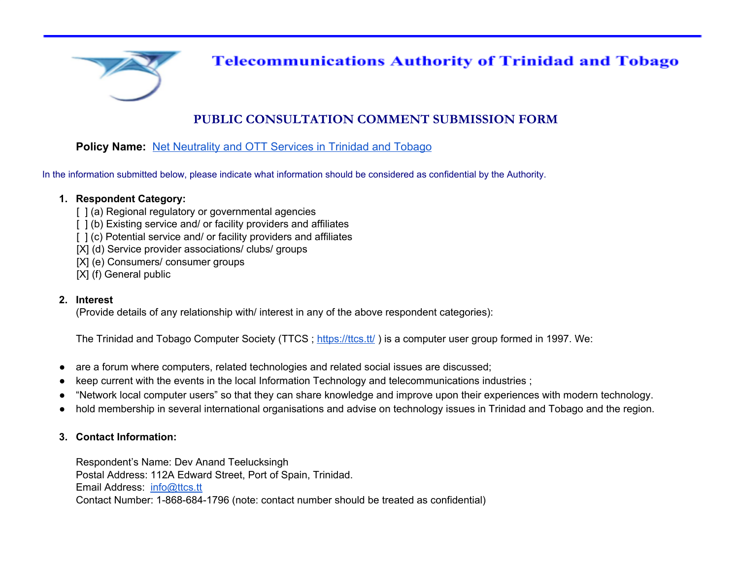# Telecommunications Authority of Trinidad and Tobago

## PUBLIC CONSULTATION COMMENT SUBMISSION FORM

**Policy Name:** Net Neutrality and OTT Services in Trinidad and Tobago

In the information submitted below, please indicate what information should be considered as confidential by the Authority.

1. **Respondent Category:**
   [ ] (a) Regional regulatory or governmental agencies
   [ ] (b) Existing service and/ or facility providers and affiliates
   [ ] (c) Potential service and/ or facility providers and affiliates
   [X] (d) Service provider associations/ clubs/ groups
   [X] (e) Consumers/ consumer groups
   [X] (f) General public

2. **Interest**
   (Provide details of any relationship with/ interest in any of the above respondent categories):

   The Trinidad and Tobago Computer Society (TTCS ; https://ttcs.tt/ ) is a computer user group formed in 1997. We:

- are a forum where computers, related technologies and related social issues are discussed;
- keep current with the events in the local Information Technology and telecommunications industries ;
- "Network local computer users" so that they can share knowledge and improve upon their experiences with modern technology.
- hold membership in several international organisations and advise on technology issues in Trinidad and Tobago and the region.

3. **Contact Information:**

   Respondent's Name: Dev Anand Teelucksingh
   Postal Address: 112A Edward Street, Port of Spain, Trinidad.
   Email Address: info@ttcs.tt
   Contact Number: 1-868-684-1796 (note: contact number should be treated as confidential)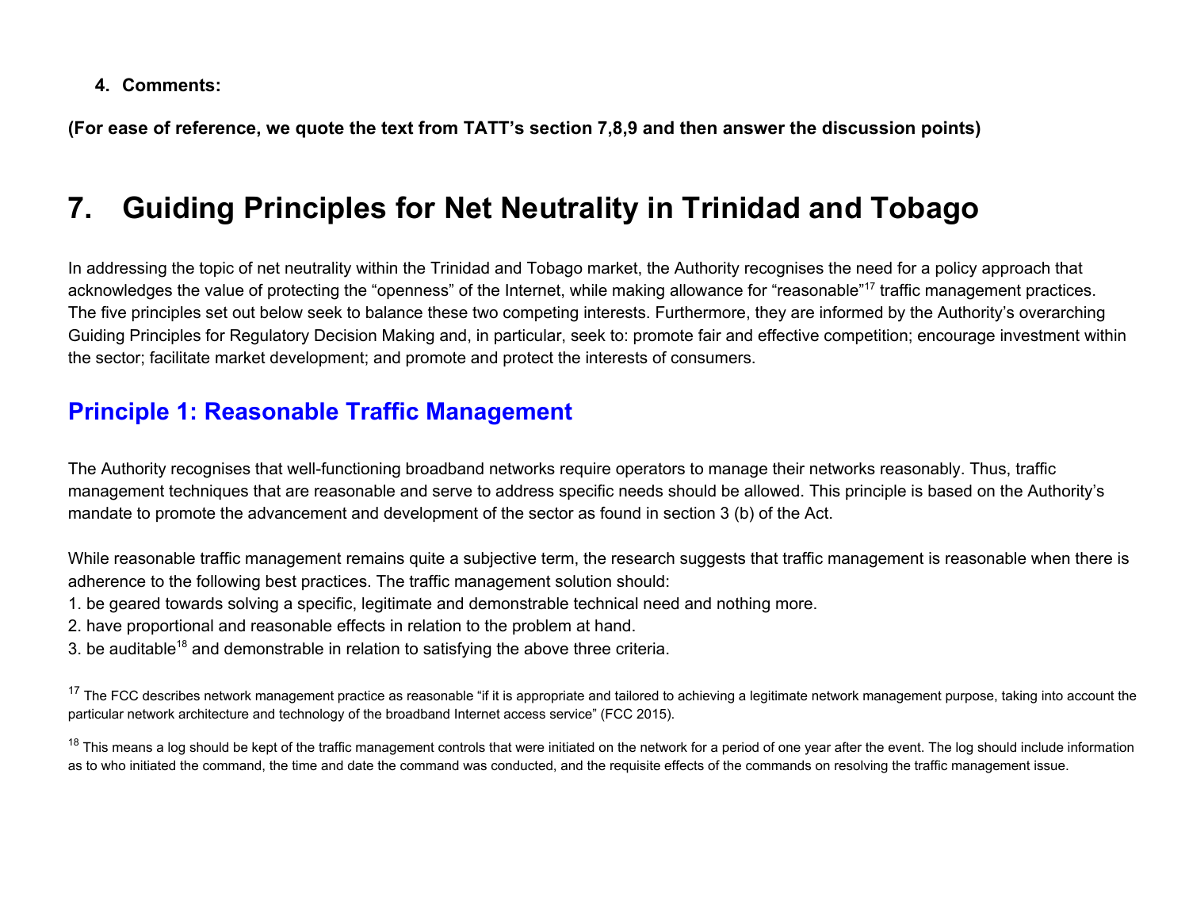4. **Comments:**

**(For ease of reference, we quote the text from TATT's section 7,8,9 and then answer the discussion points)**

# 7. Guiding Principles for Net Neutrality in Trinidad and Tobago

In addressing the topic of net neutrality within the Trinidad and Tobago market, the Authority recognises the need for a policy approach that acknowledges the value of protecting the "openness" of the Internet, while making allowance for "reasonable"[17] traffic management practices. The five principles set out below seek to balance these two competing interests. Furthermore, they are informed by the Authority's overarching Guiding Principles for Regulatory Decision Making and, in particular, seek to: promote fair and effective competition; encourage investment within the sector; facilitate market development; and promote and protect the interests of consumers.

## Principle 1: Reasonable Traffic Management

The Authority recognises that well-functioning broadband networks require operators to manage their networks reasonably. Thus, traffic management techniques that are reasonable and serve to address specific needs should be allowed. This principle is based on the Authority's mandate to promote the advancement and development of the sector as found in section 3 (b) of the Act.

While reasonable traffic management remains quite a subjective term, the research suggests that traffic management is reasonable when there is adherence to the following best practices. The traffic management solution should:

1. be geared towards solving a specific, legitimate and demonstrable technical need and nothing more.
2. have proportional and reasonable effects in relation to the problem at hand.
3. be auditable[18] and demonstrable in relation to satisfying the above three criteria.

[17] The FCC describes network management practice as reasonable "if it is appropriate and tailored to achieving a legitimate network management purpose, taking into account the particular network architecture and technology of the broadband Internet access service" (FCC 2015).

[18] This means a log should be kept of the traffic management controls that were initiated on the network for a period of one year after the event. The log should include information as to who initiated the command, the time and date the command was conducted, and the requisite effects of the commands on resolving the traffic management issue.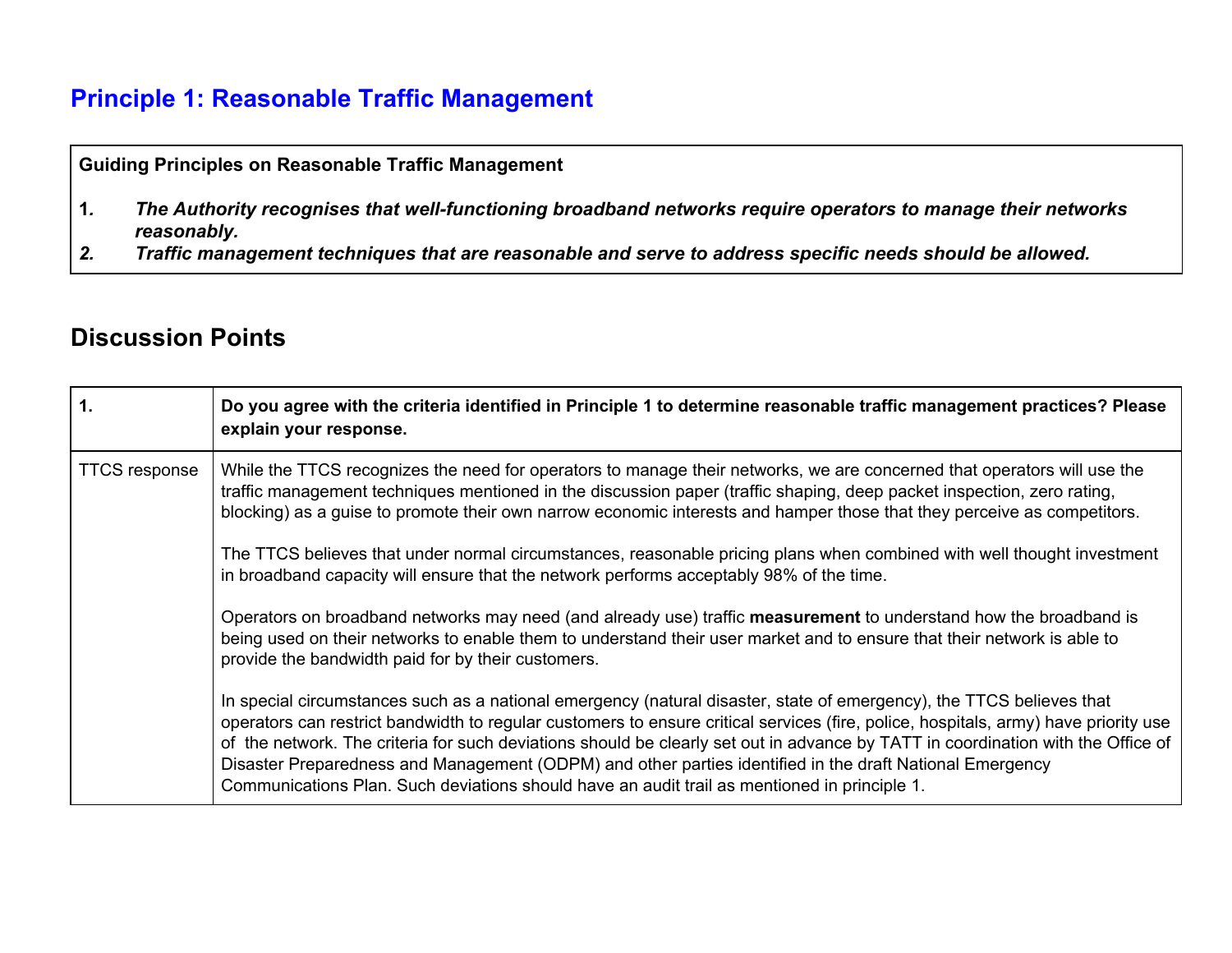# Principle 1: Reasonable Traffic Management

| **Guiding Principles on Reasonable Traffic Management** |
|---|
| **1.** ***The Authority recognises that well-functioning broadband networks require operators to manage their networks reasonably.*** <br> ***2. Traffic management techniques that are reasonable and serve to address specific needs should be allowed.*** |

## Discussion Points

| **1.** | **Do you agree with the criteria identified in Principle 1 to determine reasonable traffic management practices? Please explain your response.** |
|---|---|
| TTCS response | While the TTCS recognizes the need for operators to manage their networks, we are concerned that operators will use the traffic management techniques mentioned in the discussion paper (traffic shaping, deep packet inspection, zero rating, blocking) as a guise to promote their own narrow economic interests and hamper those that they perceive as competitors. <br><br> The TTCS believes that under normal circumstances, reasonable pricing plans when combined with well thought investment in broadband capacity will ensure that the network performs acceptably 98% of the time. <br><br> Operators on broadband networks may need (and already use) traffic **measurement** to understand how the broadband is being used on their networks to enable them to understand their user market and to ensure that their network is able to provide the bandwidth paid for by their customers. <br><br> In special circumstances such as a national emergency (natural disaster, state of emergency), the TTCS believes that operators can restrict bandwidth to regular customers to ensure critical services (fire, police, hospitals, army) have priority use of the network. The criteria for such deviations should be clearly set out in advance by TATT in coordination with the Office of Disaster Preparedness and Management (ODPM) and other parties identified in the draft National Emergency Communications Plan. Such deviations should have an audit trail as mentioned in principle 1. |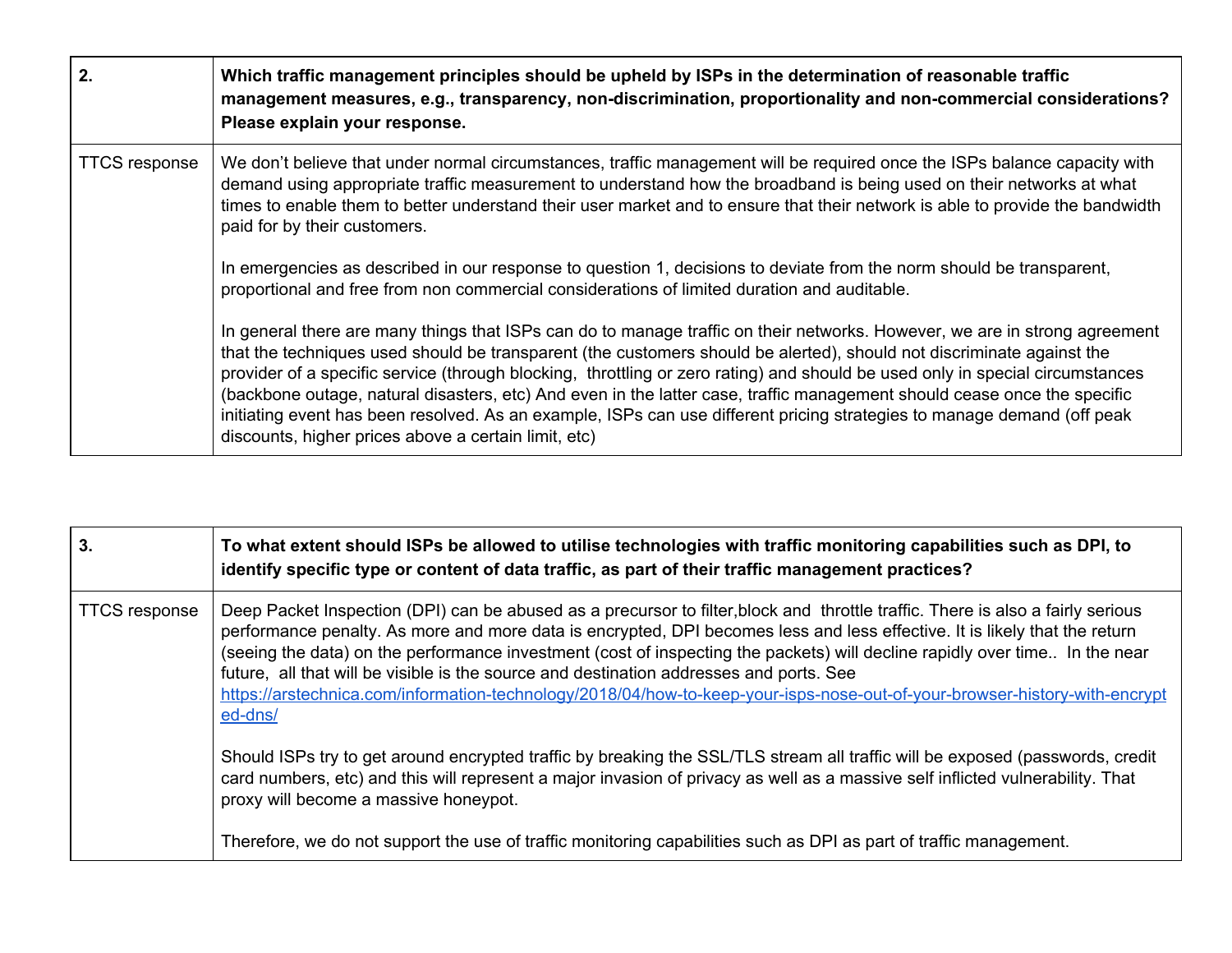| 2. | **Which traffic management principles should be upheld by ISPs in the determination of reasonable traffic management measures, e.g., transparency, non-discrimination, proportionality and non-commercial considerations? Please explain your response.** |
|---|---|
| TTCS response | We don't believe that under normal circumstances, traffic management will be required once the ISPs balance capacity with demand using appropriate traffic measurement to understand how the broadband is being used on their networks at what times to enable them to better understand their user market and to ensure that their network is able to provide the bandwidth paid for by their customers.<br><br>In emergencies as described in our response to question 1, decisions to deviate from the norm should be transparent, proportional and free from non commercial considerations of limited duration and auditable.<br><br>In general there are many things that ISPs can do to manage traffic on their networks. However, we are in strong agreement that the techniques used should be transparent (the customers should be alerted), should not discriminate against the provider of a specific service (through blocking, throttling or zero rating) and should be used only in special circumstances (backbone outage, natural disasters, etc) And even in the latter case, traffic management should cease once the specific initiating event has been resolved. As an example, ISPs can use different pricing strategies to manage demand (off peak discounts, higher prices above a certain limit, etc) |

| 3. | **To what extent should ISPs be allowed to utilise technologies with traffic monitoring capabilities such as DPI, to identify specific type or content of data traffic, as part of their traffic management practices?** |
|---|---|
| TTCS response | Deep Packet Inspection (DPI) can be abused as a precursor to filter,block and throttle traffic. There is also a fairly serious performance penalty. As more and more data is encrypted, DPI becomes less and less effective. It is likely that the return (seeing the data) on the performance investment (cost of inspecting the packets) will decline rapidly over time.. In the near future, all that will be visible is the source and destination addresses and ports. See https://arstechnica.com/information-technology/2018/04/how-to-keep-your-isps-nose-out-of-your-browser-history-with-encrypted-dns/<br><br>Should ISPs try to get around encrypted traffic by breaking the SSL/TLS stream all traffic will be exposed (passwords, credit card numbers, etc) and this will represent a major invasion of privacy as well as a massive self inflicted vulnerability. That proxy will become a massive honeypot.<br><br>Therefore, we do not support the use of traffic monitoring capabilities such as DPI as part of traffic management. |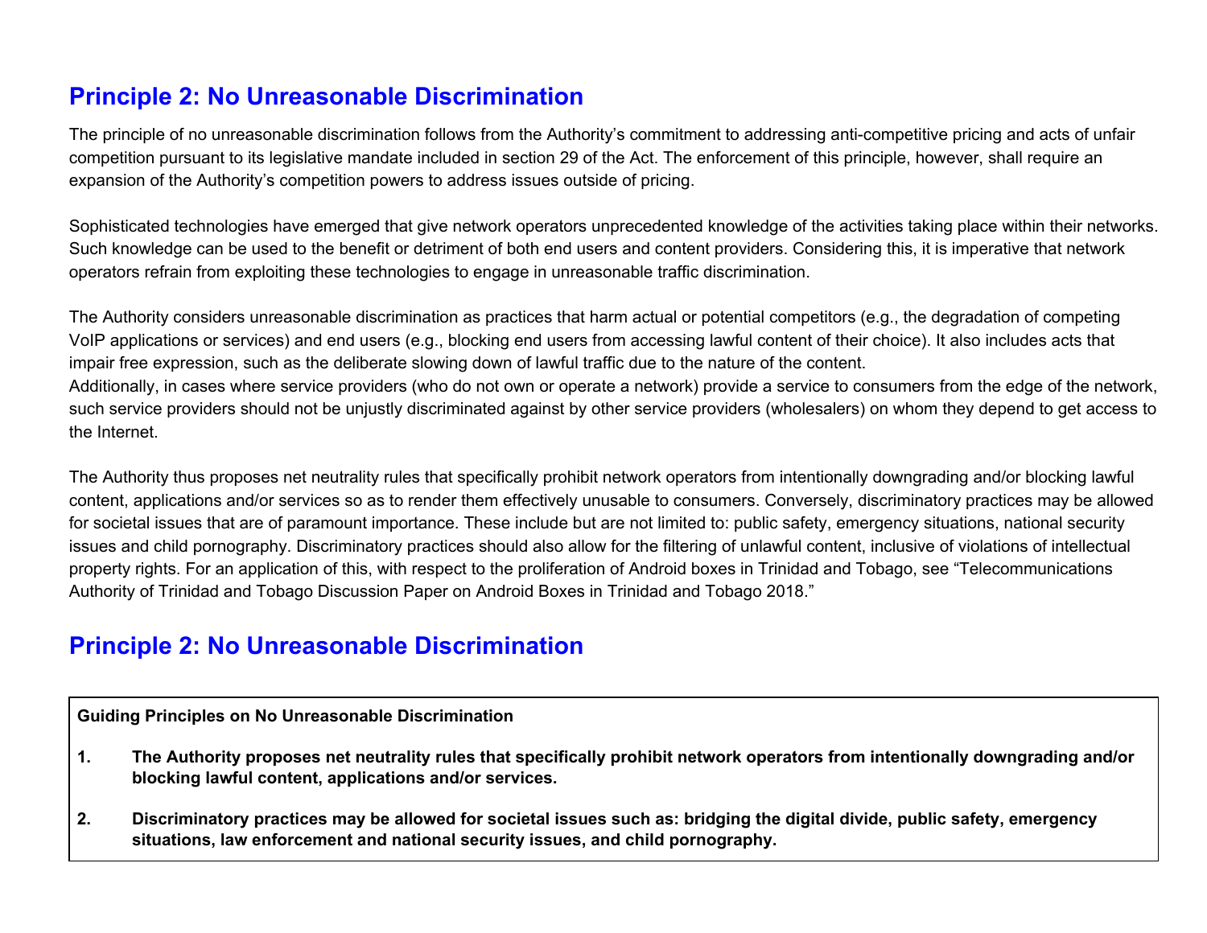## Principle 2: No Unreasonable Discrimination

The principle of no unreasonable discrimination follows from the Authority's commitment to addressing anti-competitive pricing and acts of unfair competition pursuant to its legislative mandate included in section 29 of the Act. The enforcement of this principle, however, shall require an expansion of the Authority's competition powers to address issues outside of pricing.

Sophisticated technologies have emerged that give network operators unprecedented knowledge of the activities taking place within their networks. Such knowledge can be used to the benefit or detriment of both end users and content providers. Considering this, it is imperative that network operators refrain from exploiting these technologies to engage in unreasonable traffic discrimination.

The Authority considers unreasonable discrimination as practices that harm actual or potential competitors (e.g., the degradation of competing VoIP applications or services) and end users (e.g., blocking end users from accessing lawful content of their choice). It also includes acts that impair free expression, such as the deliberate slowing down of lawful traffic due to the nature of the content.
Additionally, in cases where service providers (who do not own or operate a network) provide a service to consumers from the edge of the network, such service providers should not be unjustly discriminated against by other service providers (wholesalers) on whom they depend to get access to the Internet.

The Authority thus proposes net neutrality rules that specifically prohibit network operators from intentionally downgrading and/or blocking lawful content, applications and/or services so as to render them effectively unusable to consumers. Conversely, discriminatory practices may be allowed for societal issues that are of paramount importance. These include but are not limited to: public safety, emergency situations, national security issues and child pornography. Discriminatory practices should also allow for the filtering of unlawful content, inclusive of violations of intellectual property rights. For an application of this, with respect to the proliferation of Android boxes in Trinidad and Tobago, see "Telecommunications Authority of Trinidad and Tobago Discussion Paper on Android Boxes in Trinidad and Tobago 2018."

## Principle 2: No Unreasonable Discrimination

**Guiding Principles on No Unreasonable Discrimination**

1. **The Authority proposes net neutrality rules that specifically prohibit network operators from intentionally downgrading and/or blocking lawful content, applications and/or services.**

2. **Discriminatory practices may be allowed for societal issues such as: bridging the digital divide, public safety, emergency situations, law enforcement and national security issues, and child pornography.**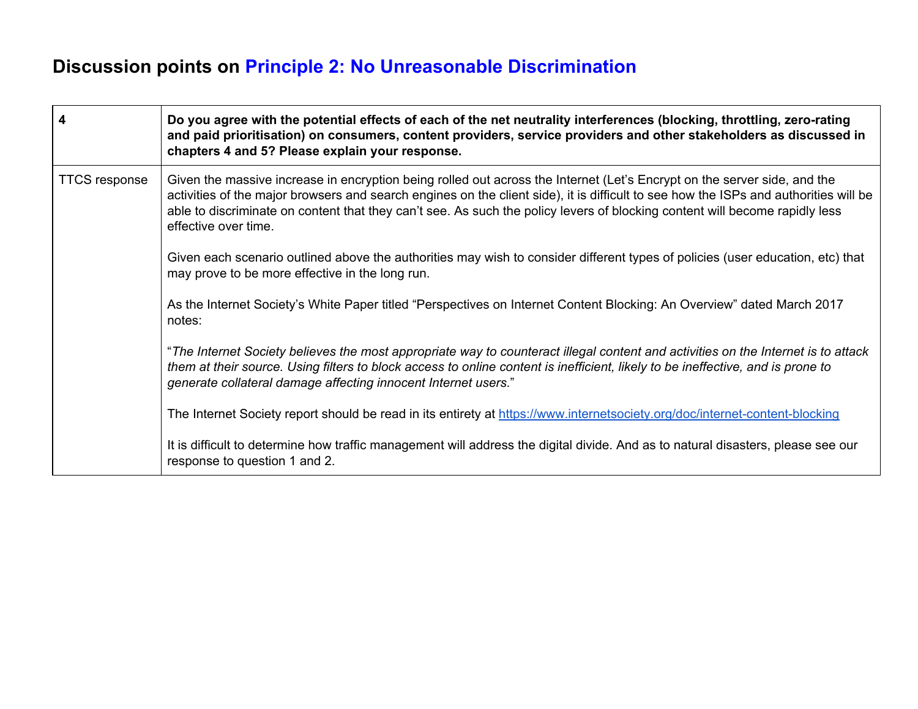## Discussion points on Principle 2: No Unreasonable Discrimination

| **4** | **Do you agree with the potential effects of each of the net neutrality interferences (blocking, throttling, zero-rating and paid prioritisation) on consumers, content providers, service providers and other stakeholders as discussed in chapters 4 and 5? Please explain your response.** |
|---|---|
| TTCS response | Given the massive increase in encryption being rolled out across the Internet (Let's Encrypt on the server side, and the activities of the major browsers and search engines on the client side), it is difficult to see how the ISPs and authorities will be able to discriminate on content that they can't see. As such the policy levers of blocking content will become rapidly less effective over time.<br><br>Given each scenario outlined above the authorities may wish to consider different types of policies (user education, etc) that may prove to be more effective in the long run.<br><br>As the Internet Society's White Paper titled "Perspectives on Internet Content Blocking: An Overview" dated March 2017 notes:<br><br>"*The Internet Society believes the most appropriate way to counteract illegal content and activities on the Internet is to attack them at their source. Using filters to block access to online content is inefficient, likely to be ineffective, and is prone to generate collateral damage affecting innocent Internet users*."<br><br>The Internet Society report should be read in its entirety at [https://www.internetsociety.org/doc/internet-content-blocking](https://www.internetsociety.org/doc/internet-content-blocking)<br><br>It is difficult to determine how traffic management will address the digital divide. And as to natural disasters, please see our response to question 1 and 2. |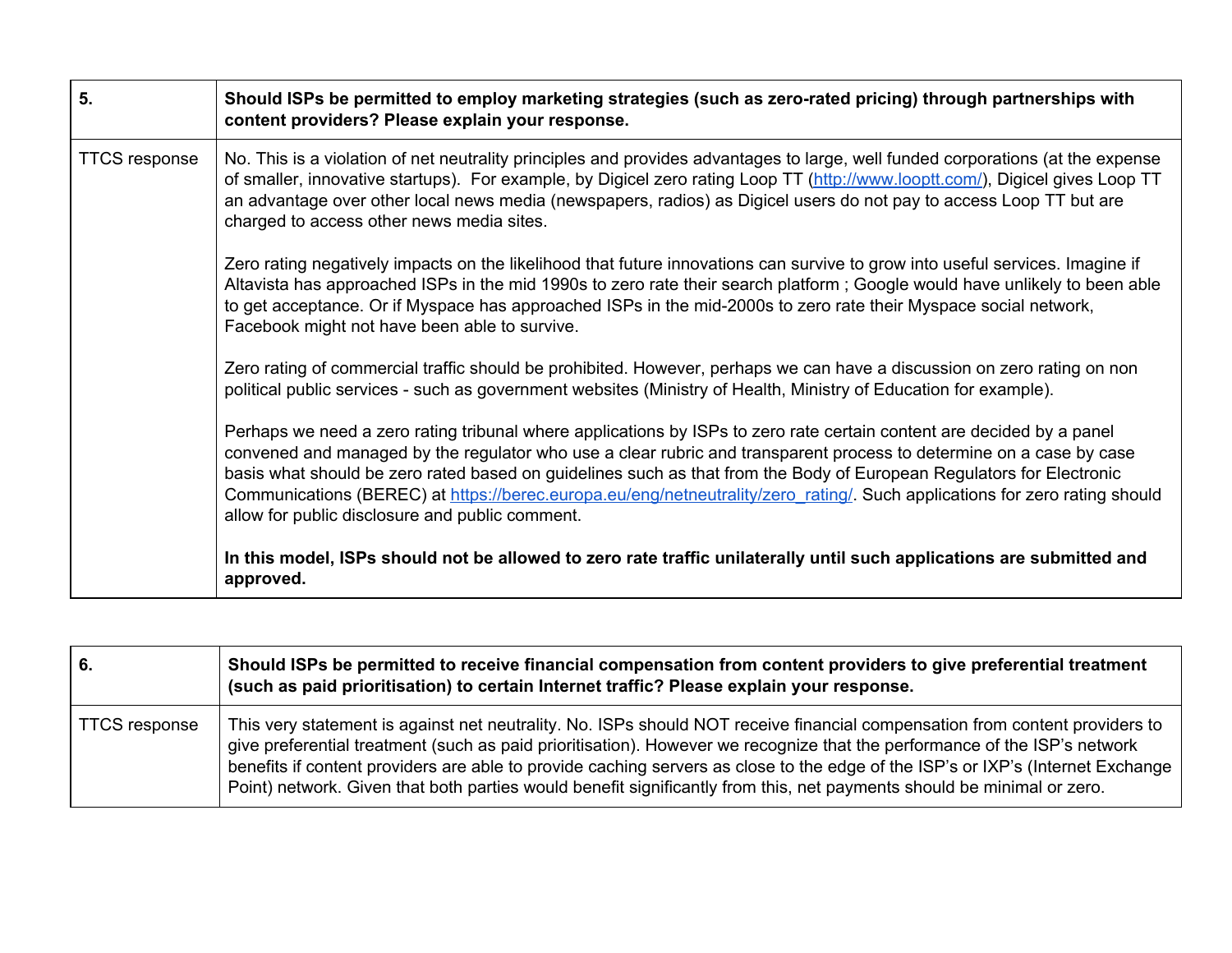| 5. | **Should ISPs be permitted to employ marketing strategies (such as zero-rated pricing) through partnerships with content providers? Please explain your response.** |
|---|---|
| TTCS response | No. This is a violation of net neutrality principles and provides advantages to large, well funded corporations (at the expense of smaller, innovative startups). For example, by Digicel zero rating Loop TT (http://www.looptt.com/), Digicel gives Loop TT an advantage over other local news media (newspapers, radios) as Digicel users do not pay to access Loop TT but are charged to access other news media sites.<br><br>Zero rating negatively impacts on the likelihood that future innovations can survive to grow into useful services. Imagine if Altavista has approached ISPs in the mid 1990s to zero rate their search platform ; Google would have unlikely to been able to get acceptance. Or if Myspace has approached ISPs in the mid-2000s to zero rate their Myspace social network, Facebook might not have been able to survive.<br><br>Zero rating of commercial traffic should be prohibited. However, perhaps we can have a discussion on zero rating on non political public services - such as government websites (Ministry of Health, Ministry of Education for example).<br><br>Perhaps we need a zero rating tribunal where applications by ISPs to zero rate certain content are decided by a panel convened and managed by the regulator who use a clear rubric and transparent process to determine on a case by case basis what should be zero rated based on guidelines such as that from the Body of European Regulators for Electronic Communications (BEREC) at https://berec.europa.eu/eng/netneutrality/zero_rating/. Such applications for zero rating should allow for public disclosure and public comment.<br><br>**In this model, ISPs should not be allowed to zero rate traffic unilaterally until such applications are submitted and approved.** |

| 6. | **Should ISPs be permitted to receive financial compensation from content providers to give preferential treatment (such as paid prioritisation) to certain Internet traffic? Please explain your response.** |
|---|---|
| TTCS response | This very statement is against net neutrality. No. ISPs should NOT receive financial compensation from content providers to give preferential treatment (such as paid prioritisation). However we recognize that the performance of the ISP's network benefits if content providers are able to provide caching servers as close to the edge of the ISP's or IXP's (Internet Exchange Point) network. Given that both parties would benefit significantly from this, net payments should be minimal or zero. |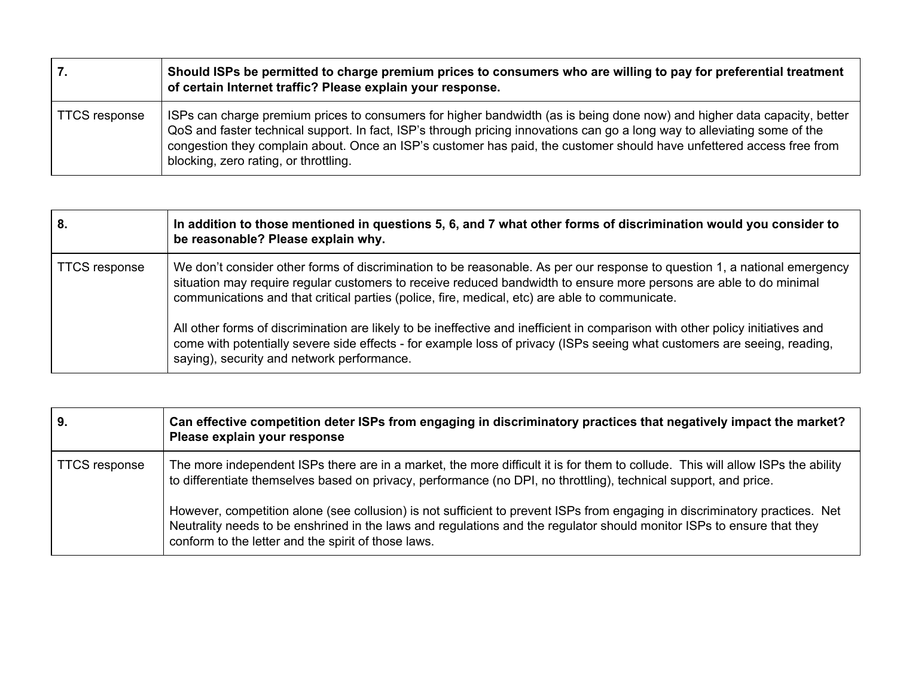| 7. | **Should ISPs be permitted to charge premium prices to consumers who are willing to pay for preferential treatment of certain Internet traffic? Please explain your response.** |
|---|---|
| TTCS response | ISPs can charge premium prices to consumers for higher bandwidth (as is being done now) and higher data capacity, better QoS and faster technical support. In fact, ISP's through pricing innovations can go a long way to alleviating some of the congestion they complain about. Once an ISP's customer has paid, the customer should have unfettered access free from blocking, zero rating, or throttling. |

| 8. | **In addition to those mentioned in questions 5, 6, and 7 what other forms of discrimination would you consider to be reasonable? Please explain why.** |
|---|---|
| TTCS response | We don't consider other forms of discrimination to be reasonable. As per our response to question 1, a national emergency situation may require regular customers to receive reduced bandwidth to ensure more persons are able to do minimal communications and that critical parties (police, fire, medical, etc) are able to communicate.<br><br>All other forms of discrimination are likely to be ineffective and inefficient in comparison with other policy initiatives and come with potentially severe side effects - for example loss of privacy (ISPs seeing what customers are seeing, reading, saying), security and network performance. |

| 9. | **Can effective competition deter ISPs from engaging in discriminatory practices that negatively impact the market? Please explain your response** |
|---|---|
| TTCS response | The more independent ISPs there are in a market, the more difficult it is for them to collude. This will allow ISPs the ability to differentiate themselves based on privacy, performance (no DPI, no throttling), technical support, and price.<br><br>However, competition alone (see collusion) is not sufficient to prevent ISPs from engaging in discriminatory practices. Net Neutrality needs to be enshrined in the laws and regulations and the regulator should monitor ISPs to ensure that they conform to the letter and the spirit of those laws. |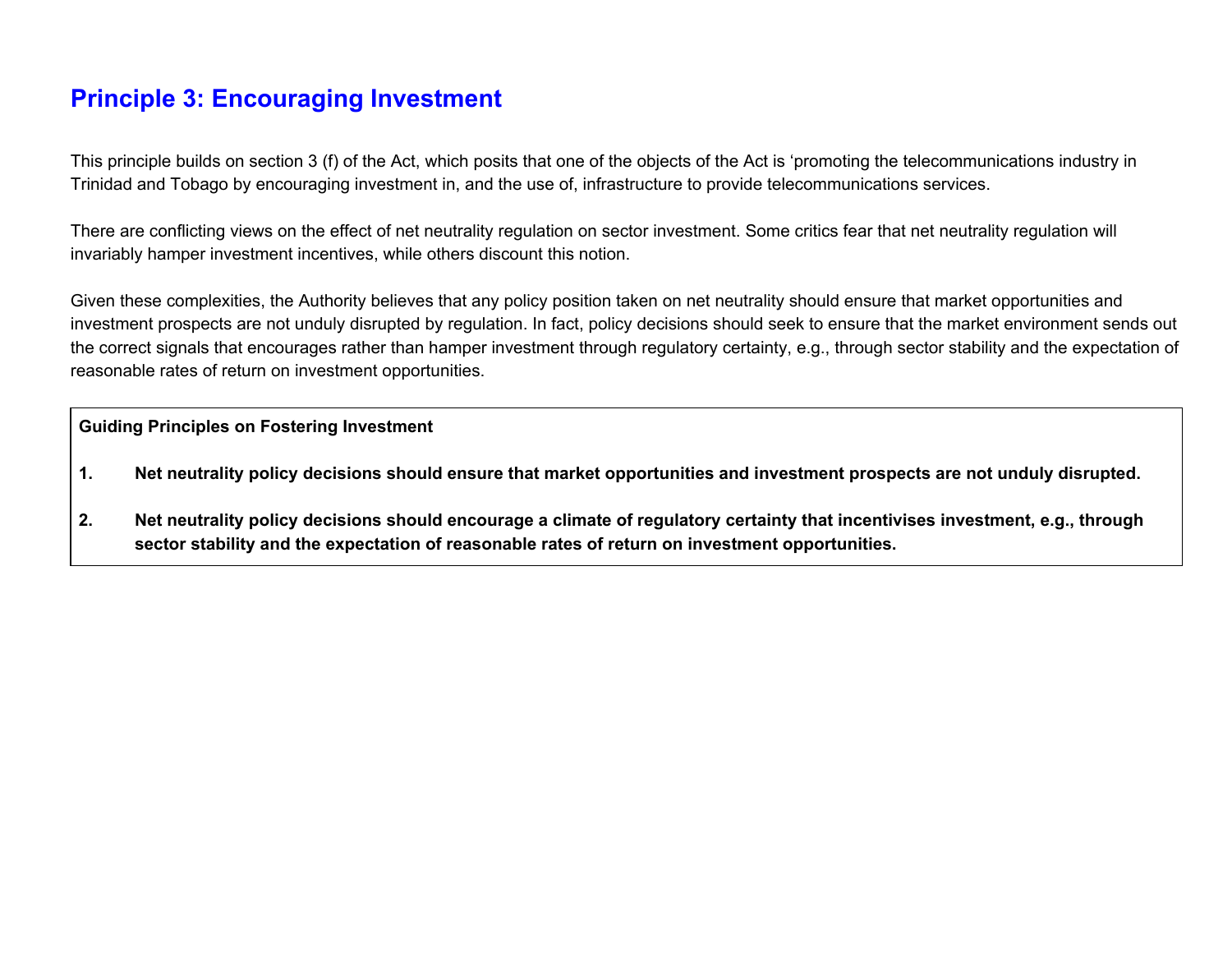## Principle 3: Encouraging Investment

This principle builds on section 3 (f) of the Act, which posits that one of the objects of the Act is 'promoting the telecommunications industry in Trinidad and Tobago by encouraging investment in, and the use of, infrastructure to provide telecommunications services.

There are conflicting views on the effect of net neutrality regulation on sector investment. Some critics fear that net neutrality regulation will invariably hamper investment incentives, while others discount this notion.

Given these complexities, the Authority believes that any policy position taken on net neutrality should ensure that market opportunities and investment prospects are not unduly disrupted by regulation. In fact, policy decisions should seek to ensure that the market environment sends out the correct signals that encourages rather than hamper investment through regulatory certainty, e.g., through sector stability and the expectation of reasonable rates of return on investment opportunities.

> **Guiding Principles on Fostering Investment**
>
> 1. **Net neutrality policy decisions should ensure that market opportunities and investment prospects are not unduly disrupted.**
>
> 2. **Net neutrality policy decisions should encourage a climate of regulatory certainty that incentivises investment, e.g., through sector stability and the expectation of reasonable rates of return on investment opportunities.**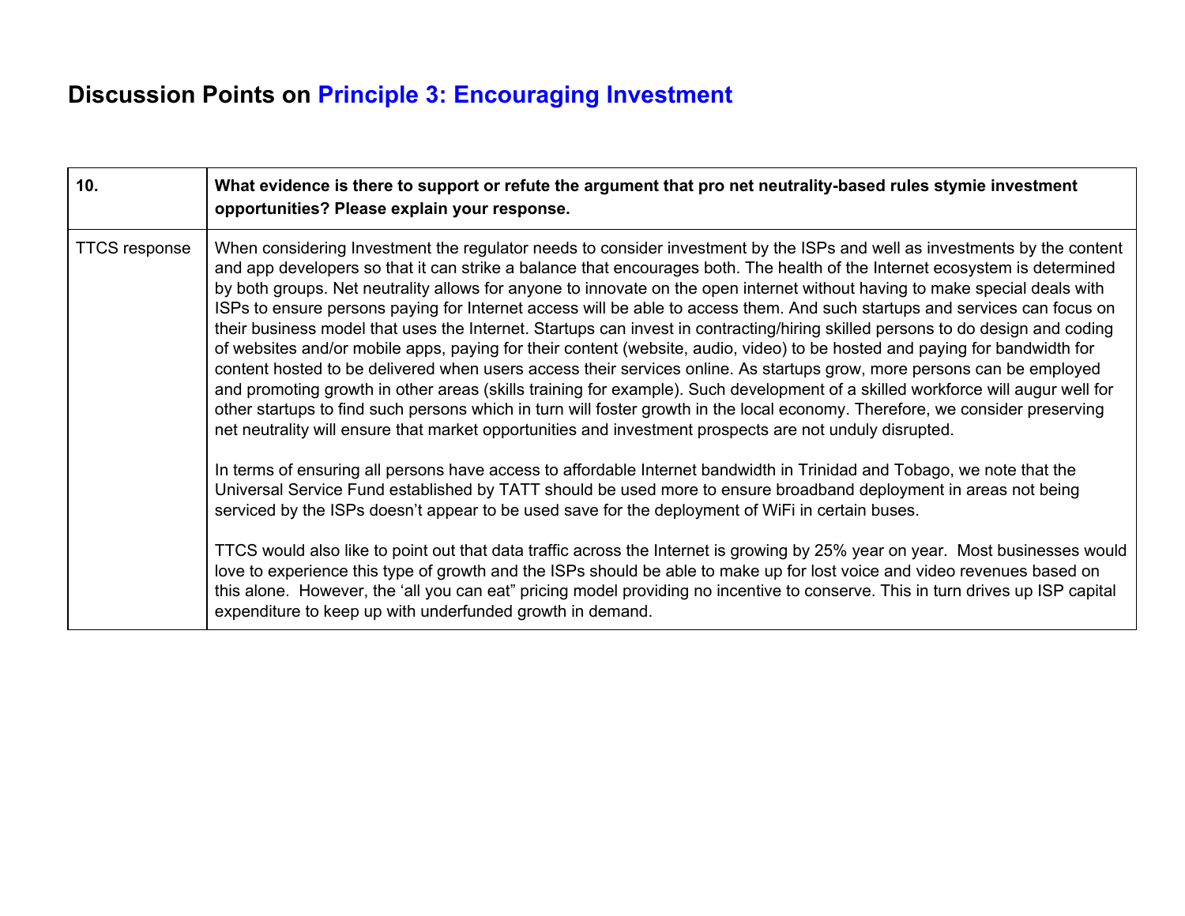## Discussion Points on Principle 3: Encouraging Investment

| 10. | **What evidence is there to support or refute the argument that pro net neutrality-based rules stymie investment opportunities? Please explain your response.** |
|---|---|
| TTCS response | When considering Investment the regulator needs to consider investment by the ISPs and well as investments by the content and app developers so that it can strike a balance that encourages both. The health of the Internet ecosystem is determined by both groups. Net neutrality allows for anyone to innovate on the open internet without having to make special deals with ISPs to ensure persons paying for Internet access will be able to access them. And such startups and services can focus on their business model that uses the Internet. Startups can invest in contracting/hiring skilled persons to do design and coding of websites and/or mobile apps, paying for their content (website, audio, video) to be hosted and paying for bandwidth for content hosted to be delivered when users access their services online. As startups grow, more persons can be employed and promoting growth in other areas (skills training for example). Such development of a skilled workforce will augur well for other startups to find such persons which in turn will foster growth in the local economy. Therefore, we consider preserving net neutrality will ensure that market opportunities and investment prospects are not unduly disrupted.<br><br>In terms of ensuring all persons have access to affordable Internet bandwidth in Trinidad and Tobago, we note that the Universal Service Fund established by TATT should be used more to ensure broadband deployment in areas not being serviced by the ISPs doesn't appear to be used save for the deployment of WiFi in certain buses.<br><br>TTCS would also like to point out that data traffic across the Internet is growing by 25% year on year. Most businesses would love to experience this type of growth and the ISPs should be able to make up for lost voice and video revenues based on this alone. However, the 'all you can eat" pricing model providing no incentive to conserve. This in turn drives up ISP capital expenditure to keep up with underfunded growth in demand. |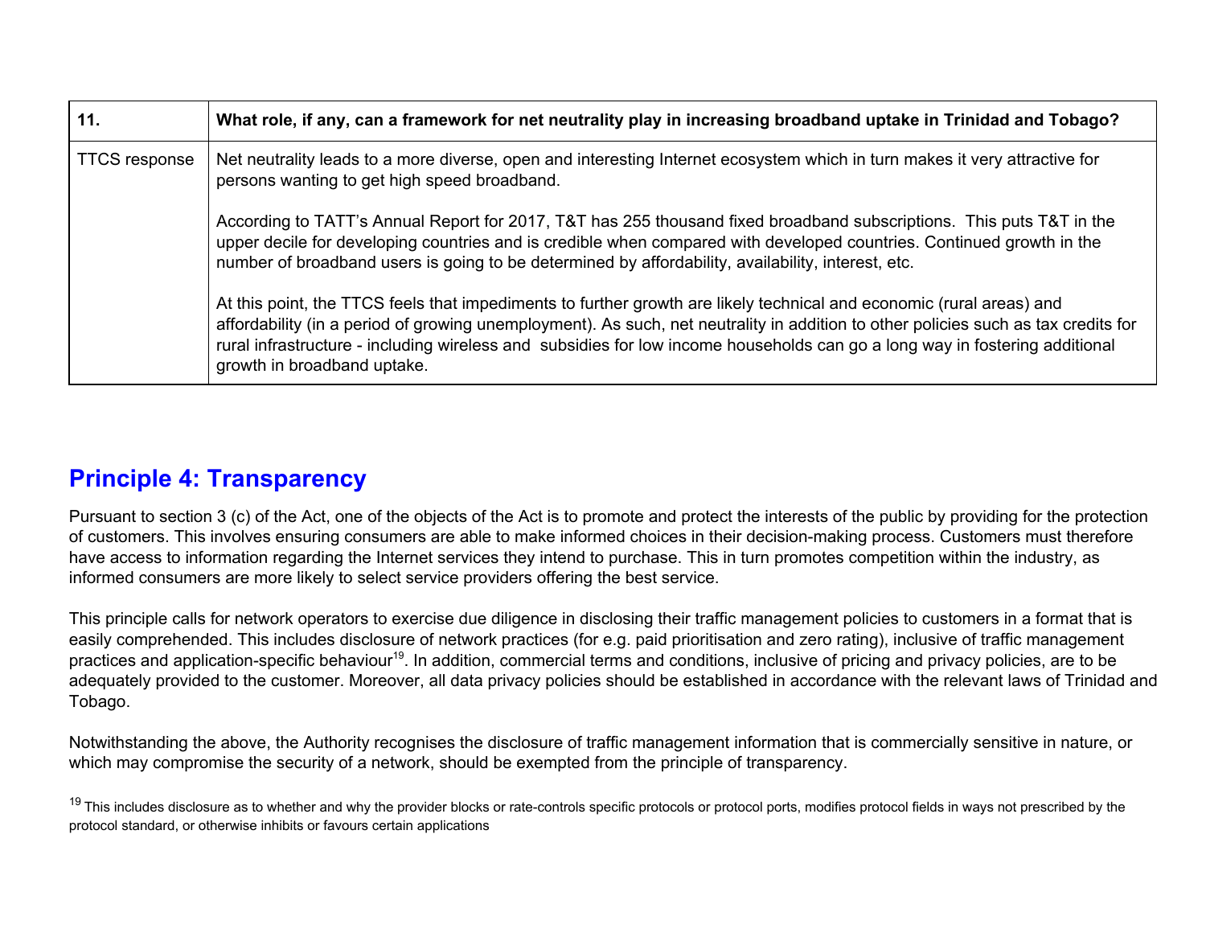| 11. | What role, if any, can a framework for net neutrality play in increasing broadband uptake in Trinidad and Tobago? |
| --- | --- |
| TTCS response | Net neutrality leads to a more diverse, open and interesting Internet ecosystem which in turn makes it very attractive for persons wanting to get high speed broadband.<br><br>According to TATT's Annual Report for 2017, T&T has 255 thousand fixed broadband subscriptions. This puts T&T in the upper decile for developing countries and is credible when compared with developed countries. Continued growth in the number of broadband users is going to be determined by affordability, availability, interest, etc.<br><br>At this point, the TTCS feels that impediments to further growth are likely technical and economic (rural areas) and affordability (in a period of growing unemployment). As such, net neutrality in addition to other policies such as tax credits for rural infrastructure - including wireless and subsidies for low income households can go a long way in fostering additional growth in broadband uptake. |

## Principle 4: Transparency

Pursuant to section 3 (c) of the Act, one of the objects of the Act is to promote and protect the interests of the public by providing for the protection of customers. This involves ensuring consumers are able to make informed choices in their decision-making process. Customers must therefore have access to information regarding the Internet services they intend to purchase. This in turn promotes competition within the industry, as informed consumers are more likely to select service providers offering the best service.

This principle calls for network operators to exercise due diligence in disclosing their traffic management policies to customers in a format that is easily comprehended. This includes disclosure of network practices (for e.g. paid prioritisation and zero rating), inclusive of traffic management practices and application-specific behaviour[19]. In addition, commercial terms and conditions, inclusive of pricing and privacy policies, are to be adequately provided to the customer. Moreover, all data privacy policies should be established in accordance with the relevant laws of Trinidad and Tobago.

Notwithstanding the above, the Authority recognises the disclosure of traffic management information that is commercially sensitive in nature, or which may compromise the security of a network, should be exempted from the principle of transparency.

[19] This includes disclosure as to whether and why the provider blocks or rate-controls specific protocols or protocol ports, modifies protocol fields in ways not prescribed by the protocol standard, or otherwise inhibits or favours certain applications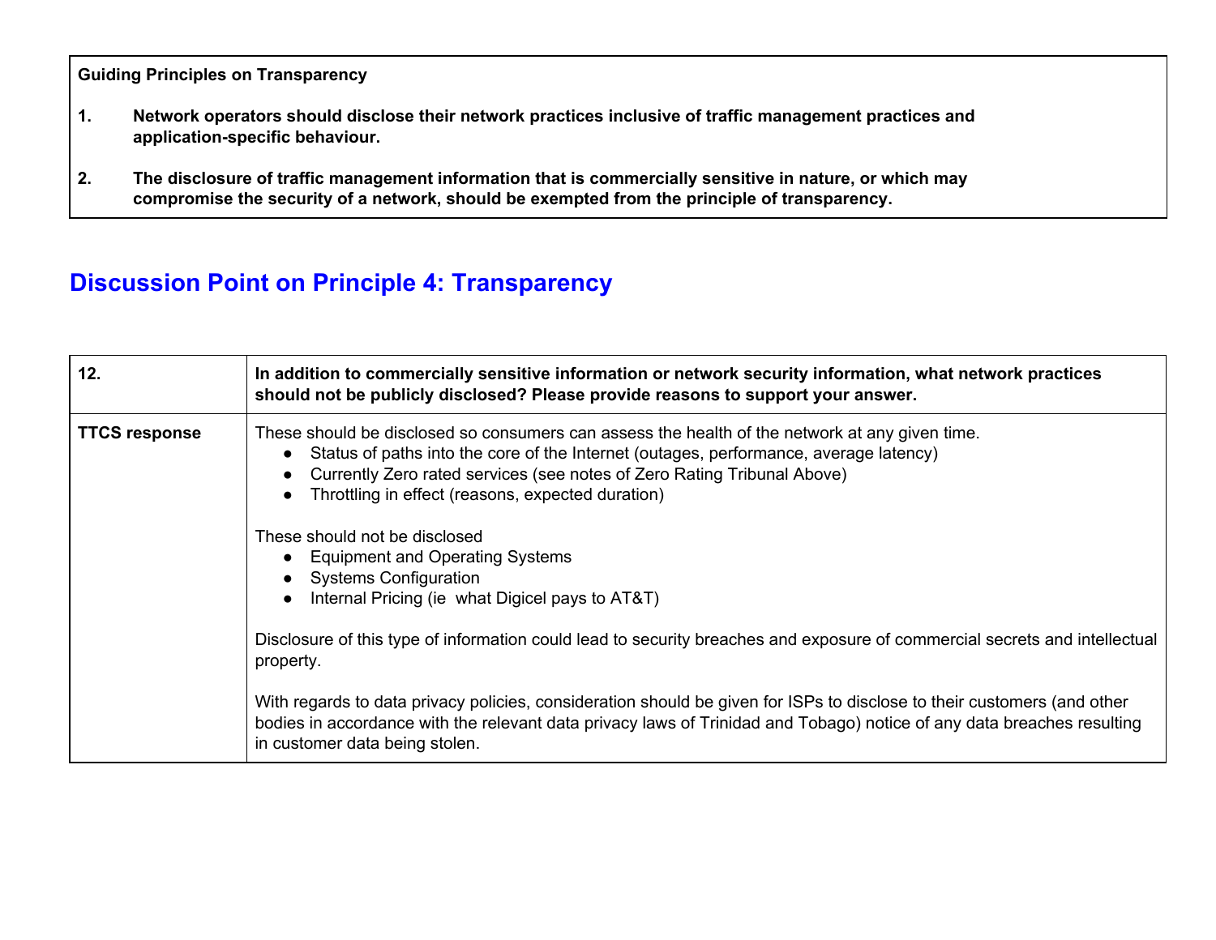| **Guiding Principles on Transparency** |
| --- |
| **1. Network operators should disclose their network practices inclusive of traffic management practices and application-specific behaviour.**<br><br>**2. The disclosure of traffic management information that is commercially sensitive in nature, or which may compromise the security of a network, should be exempted from the principle of transparency.** |

## Discussion Point on Principle 4: Transparency

| **12.** | **In addition to commercially sensitive information or network security information, what network practices should not be publicly disclosed? Please provide reasons to support your answer.** |
| --- | --- |
| **TTCS response** | These should be disclosed so consumers can assess the health of the network at any given time.<br>● Status of paths into the core of the Internet (outages, performance, average latency)<br>● Currently Zero rated services (see notes of Zero Rating Tribunal Above)<br>● Throttling in effect (reasons, expected duration)<br><br>These should not be disclosed<br>● Equipment and Operating Systems<br>● Systems Configuration<br>● Internal Pricing (ie what Digicel pays to AT&T)<br><br>Disclosure of this type of information could lead to security breaches and exposure of commercial secrets and intellectual property.<br><br>With regards to data privacy policies, consideration should be given for ISPs to disclose to their customers (and other bodies in accordance with the relevant data privacy laws of Trinidad and Tobago) notice of any data breaches resulting in customer data being stolen. |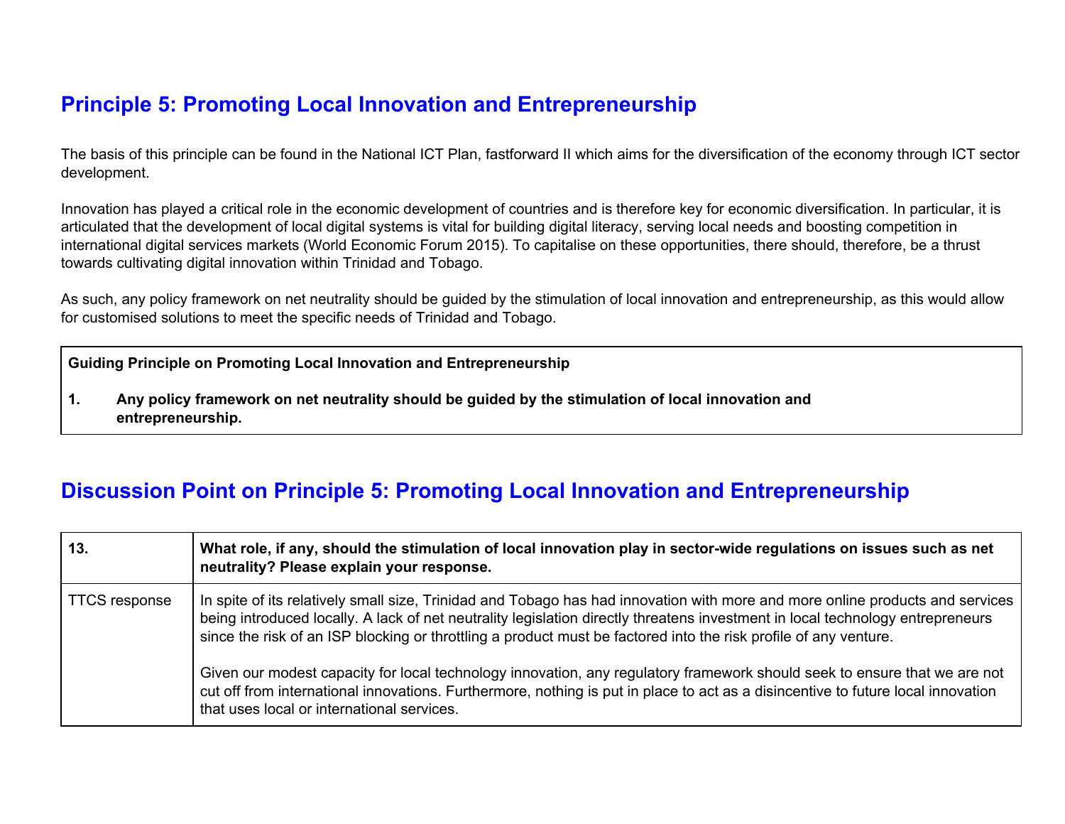## Principle 5: Promoting Local Innovation and Entrepreneurship

The basis of this principle can be found in the National ICT Plan, fastforward II which aims for the diversification of the economy through ICT sector development.

Innovation has played a critical role in the economic development of countries and is therefore key for economic diversification. In particular, it is articulated that the development of local digital systems is vital for building digital literacy, serving local needs and boosting competition in international digital services markets (World Economic Forum 2015). To capitalise on these opportunities, there should, therefore, be a thrust towards cultivating digital innovation within Trinidad and Tobago.

As such, any policy framework on net neutrality should be guided by the stimulation of local innovation and entrepreneurship, as this would allow for customised solutions to meet the specific needs of Trinidad and Tobago.

| **Guiding Principle on Promoting Local Innovation and Entrepreneurship** |
|---|
| **1. Any policy framework on net neutrality should be guided by the stimulation of local innovation and entrepreneurship.** |

## Discussion Point on Principle 5: Promoting Local Innovation and Entrepreneurship

| **13.** | **What role, if any, should the stimulation of local innovation play in sector-wide regulations on issues such as net neutrality? Please explain your response.** |
|---|---|
| TTCS response | In spite of its relatively small size, Trinidad and Tobago has had innovation with more and more online products and services being introduced locally. A lack of net neutrality legislation directly threatens investment in local technology entrepreneurs since the risk of an ISP blocking or throttling a product must be factored into the risk profile of any venture.<br><br>Given our modest capacity for local technology innovation, any regulatory framework should seek to ensure that we are not cut off from international innovations. Furthermore, nothing is put in place to act as a disincentive to future local innovation that uses local or international services. |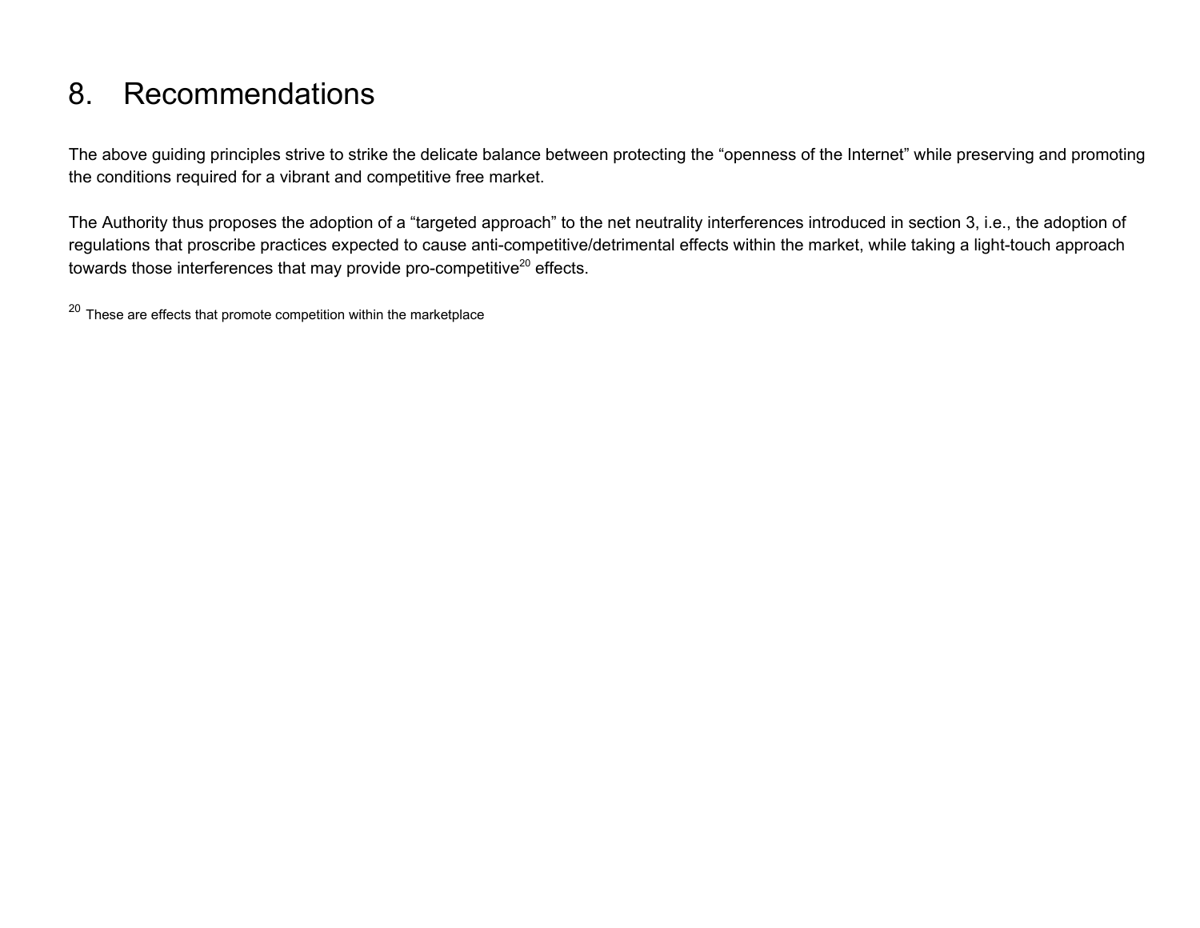# 8. Recommendations

The above guiding principles strive to strike the delicate balance between protecting the “openness of the Internet” while preserving and promoting the conditions required for a vibrant and competitive free market.

The Authority thus proposes the adoption of a “targeted approach” to the net neutrality interferences introduced in section 3, i.e., the adoption of regulations that proscribe practices expected to cause anti-competitive/detrimental effects within the market, while taking a light-touch approach towards those interferences that may provide pro-competitive[20] effects.

[20] These are effects that promote competition within the marketplace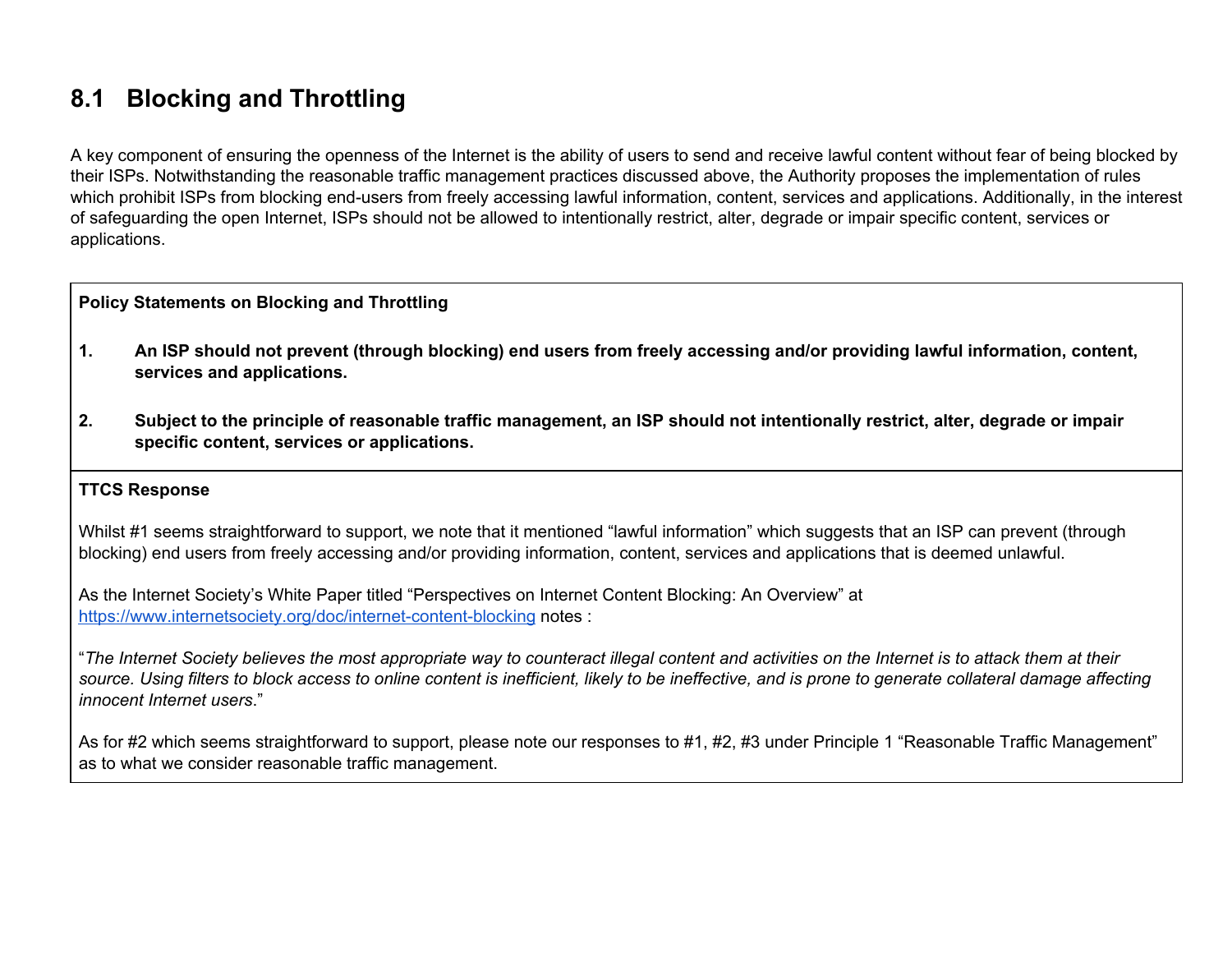## 8.1 Blocking and Throttling

A key component of ensuring the openness of the Internet is the ability of users to send and receive lawful content without fear of being blocked by their ISPs. Notwithstanding the reasonable traffic management practices discussed above, the Authority proposes the implementation of rules which prohibit ISPs from blocking end-users from freely accessing lawful information, content, services and applications. Additionally, in the interest of safeguarding the open Internet, ISPs should not be allowed to intentionally restrict, alter, degrade or impair specific content, services or applications.

| **Policy Statements on Blocking and Throttling**<br><br>**1. An ISP should not prevent (through blocking) end users from freely accessing and/or providing lawful information, content, services and applications.**<br><br>**2. Subject to the principle of reasonable traffic management, an ISP should not intentionally restrict, alter, degrade or impair specific content, services or applications.** |
|---|
| **TTCS Response**<br><br>Whilst #1 seems straightforward to support, we note that it mentioned "lawful information" which suggests that an ISP can prevent (through blocking) end users from freely accessing and/or providing information, content, services and applications that is deemed unlawful.<br><br>As the Internet Society's White Paper titled "Perspectives on Internet Content Blocking: An Overview" at https://www.internetsociety.org/doc/internet-content-blocking notes :<br><br>"*The Internet Society believes the most appropriate way to counteract illegal content and activities on the Internet is to attack them at their source. Using filters to block access to online content is inefficient, likely to be ineffective, and is prone to generate collateral damage affecting innocent Internet users*."<br><br>As for #2 which seems straightforward to support, please note our responses to #1, #2, #3 under Principle 1 "Reasonable Traffic Management" as to what we consider reasonable traffic management. |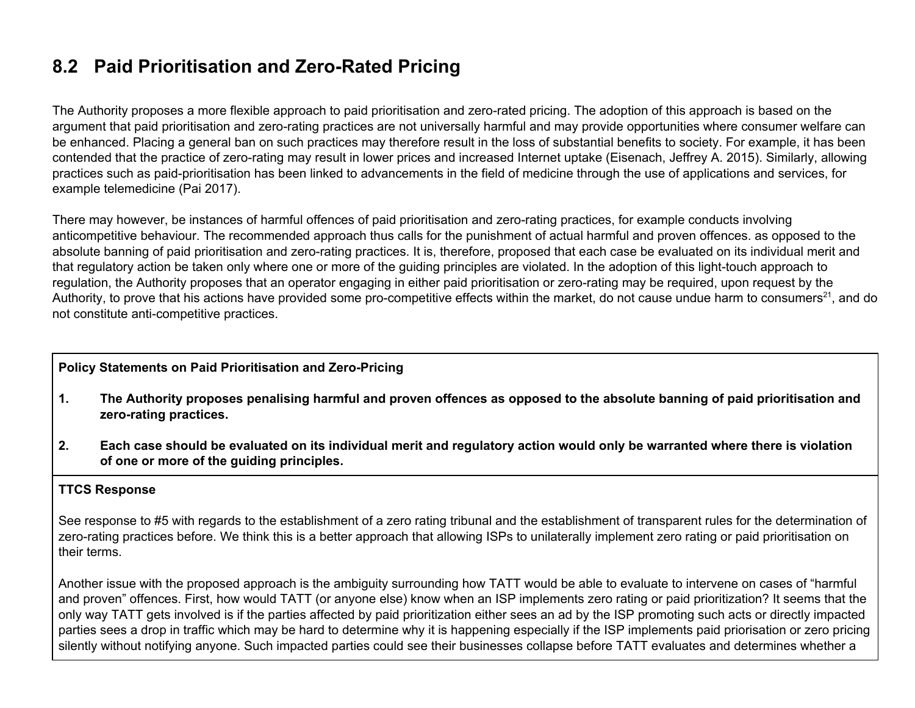## 8.2 Paid Prioritisation and Zero-Rated Pricing

The Authority proposes a more flexible approach to paid prioritisation and zero-rated pricing. The adoption of this approach is based on the argument that paid prioritisation and zero-rating practices are not universally harmful and may provide opportunities where consumer welfare can be enhanced. Placing a general ban on such practices may therefore result in the loss of substantial benefits to society. For example, it has been contended that the practice of zero-rating may result in lower prices and increased Internet uptake (Eisenach, Jeffrey A. 2015). Similarly, allowing practices such as paid-prioritisation has been linked to advancements in the field of medicine through the use of applications and services, for example telemedicine (Pai 2017).

There may however, be instances of harmful offences of paid prioritisation and zero-rating practices, for example conducts involving anticompetitive behaviour. The recommended approach thus calls for the punishment of actual harmful and proven offences. as opposed to the absolute banning of paid prioritisation and zero-rating practices. It is, therefore, proposed that each case be evaluated on its individual merit and that regulatory action be taken only where one or more of the guiding principles are violated. In the adoption of this light-touch approach to regulation, the Authority proposes that an operator engaging in either paid prioritisation or zero-rating may be required, upon request by the Authority, to prove that his actions have provided some pro-competitive effects within the market, do not cause undue harm to consumers[21], and do not constitute anti-competitive practices.

**Policy Statements on Paid Prioritisation and Zero-Pricing**

1. **The Authority proposes penalising harmful and proven offences as opposed to the absolute banning of paid prioritisation and zero-rating practices.**
2. **Each case should be evaluated on its individual merit and regulatory action would only be warranted where there is violation of one or more of the guiding principles.**

**TTCS Response**

See response to #5 with regards to the establishment of a zero rating tribunal and the establishment of transparent rules for the determination of zero-rating practices before. We think this is a better approach that allowing ISPs to unilaterally implement zero rating or paid prioritisation on their terms.

Another issue with the proposed approach is the ambiguity surrounding how TATT would be able to evaluate to intervene on cases of "harmful and proven" offences. First, how would TATT (or anyone else) know when an ISP implements zero rating or paid prioritization? It seems that the only way TATT gets involved is if the parties affected by paid prioritization either sees an ad by the ISP promoting such acts or directly impacted parties sees a drop in traffic which may be hard to determine why it is happening especially if the ISP implements paid priorisation or zero pricing silently without notifying anyone. Such impacted parties could see their businesses collapse before TATT evaluates and determines whether a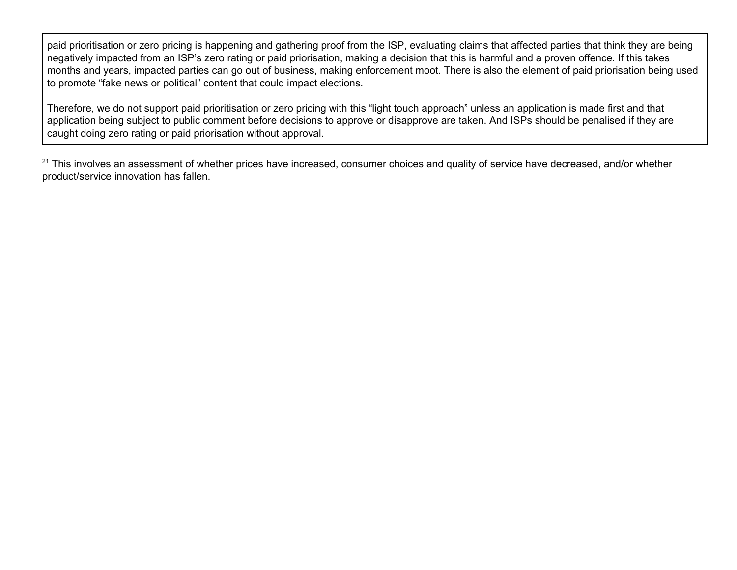paid prioritisation or zero pricing is happening and gathering proof from the ISP, evaluating claims that affected parties that think they are being negatively impacted from an ISP's zero rating or paid priorisation, making a decision that this is harmful and a proven offence. If this takes months and years, impacted parties can go out of business, making enforcement moot. There is also the element of paid priorisation being used to promote "fake news or political" content that could impact elections.

Therefore, we do not support paid prioritisation or zero pricing with this "light touch approach" unless an application is made first and that application being subject to public comment before decisions to approve or disapprove are taken. And ISPs should be penalised if they are caught doing zero rating or paid priorisation without approval.

[21] This involves an assessment of whether prices have increased, consumer choices and quality of service have decreased, and/or whether product/service innovation has fallen.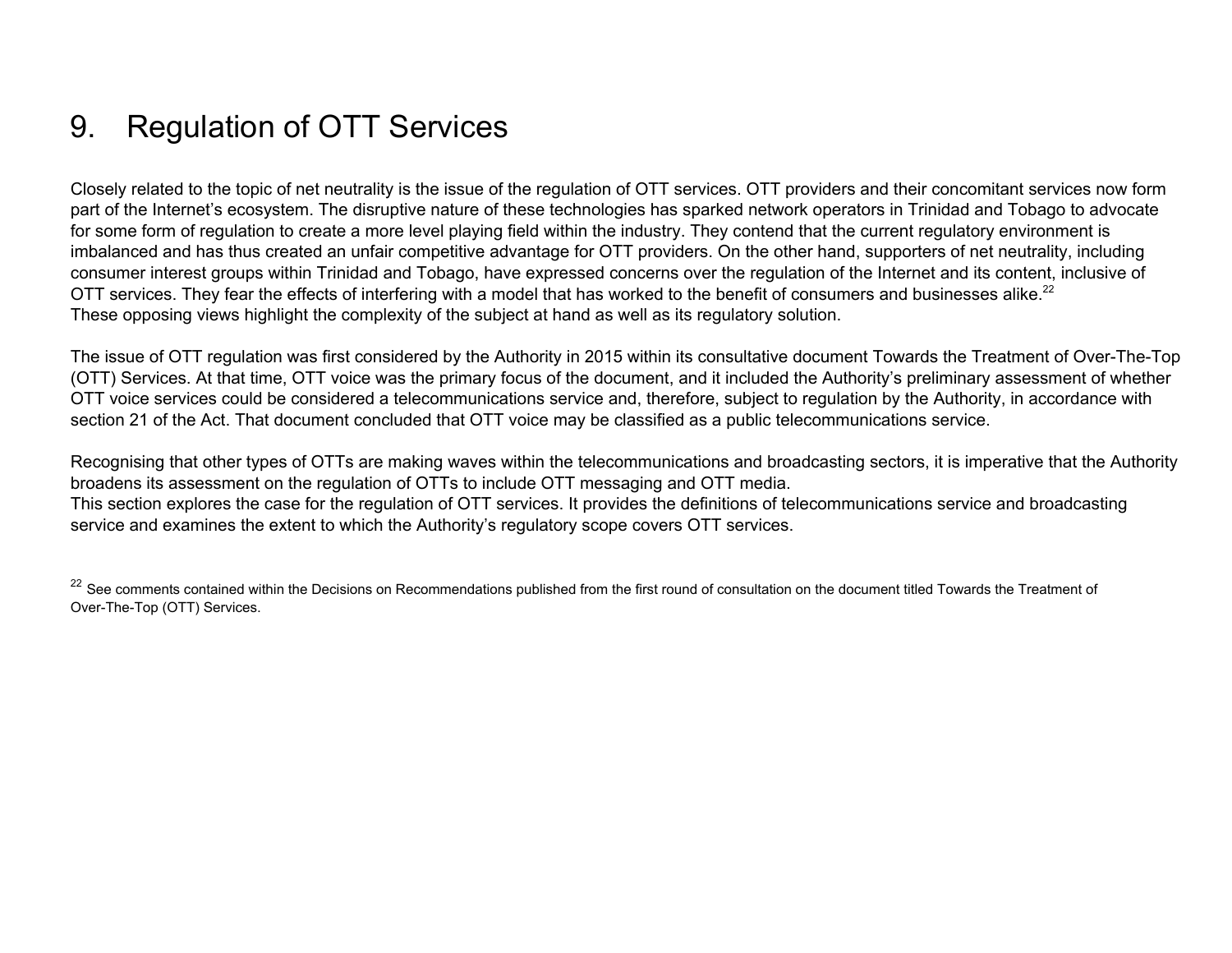# 9. Regulation of OTT Services

Closely related to the topic of net neutrality is the issue of the regulation of OTT services. OTT providers and their concomitant services now form part of the Internet's ecosystem. The disruptive nature of these technologies has sparked network operators in Trinidad and Tobago to advocate for some form of regulation to create a more level playing field within the industry. They contend that the current regulatory environment is imbalanced and has thus created an unfair competitive advantage for OTT providers. On the other hand, supporters of net neutrality, including consumer interest groups within Trinidad and Tobago, have expressed concerns over the regulation of the Internet and its content, inclusive of OTT services. They fear the effects of interfering with a model that has worked to the benefit of consumers and businesses alike.[22]
These opposing views highlight the complexity of the subject at hand as well as its regulatory solution.

The issue of OTT regulation was first considered by the Authority in 2015 within its consultative document Towards the Treatment of Over-The-Top (OTT) Services. At that time, OTT voice was the primary focus of the document, and it included the Authority's preliminary assessment of whether OTT voice services could be considered a telecommunications service and, therefore, subject to regulation by the Authority, in accordance with section 21 of the Act. That document concluded that OTT voice may be classified as a public telecommunications service.

Recognising that other types of OTTs are making waves within the telecommunications and broadcasting sectors, it is imperative that the Authority broadens its assessment on the regulation of OTTs to include OTT messaging and OTT media.
This section explores the case for the regulation of OTT services. It provides the definitions of telecommunications service and broadcasting service and examines the extent to which the Authority's regulatory scope covers OTT services.

[22] See comments contained within the Decisions on Recommendations published from the first round of consultation on the document titled Towards the Treatment of Over-The-Top (OTT) Services.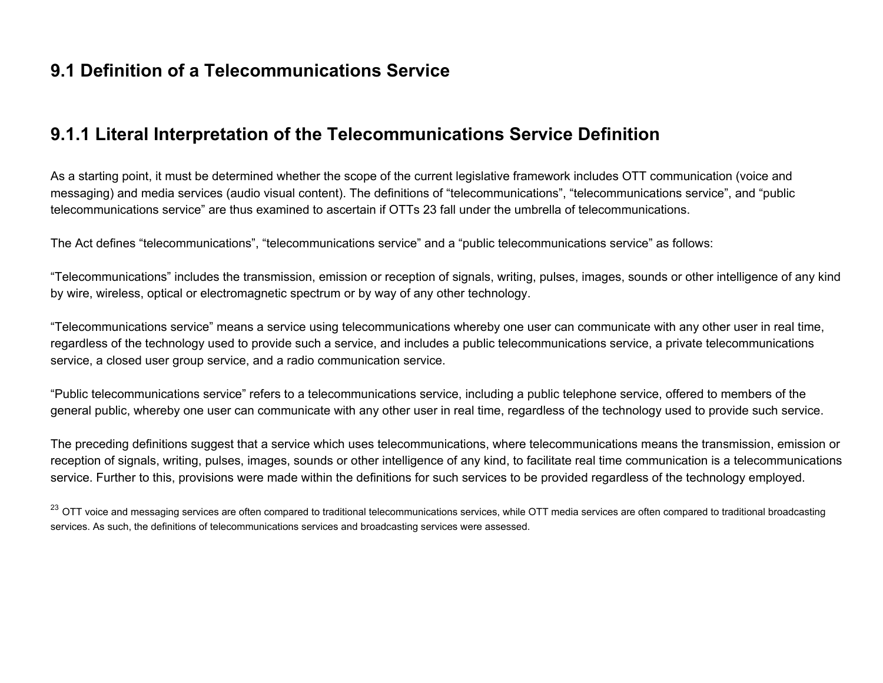## 9.1 Definition of a Telecommunications Service

### 9.1.1 Literal Interpretation of the Telecommunications Service Definition

As a starting point, it must be determined whether the scope of the current legislative framework includes OTT communication (voice and messaging) and media services (audio visual content). The definitions of "telecommunications", "telecommunications service", and "public telecommunications service" are thus examined to ascertain if OTTs [23] fall under the umbrella of telecommunications.

The Act defines "telecommunications", "telecommunications service" and a "public telecommunications service" as follows:

"Telecommunications" includes the transmission, emission or reception of signals, writing, pulses, images, sounds or other intelligence of any kind by wire, wireless, optical or electromagnetic spectrum or by way of any other technology.

"Telecommunications service" means a service using telecommunications whereby one user can communicate with any other user in real time, regardless of the technology used to provide such a service, and includes a public telecommunications service, a private telecommunications service, a closed user group service, and a radio communication service.

"Public telecommunications service" refers to a telecommunications service, including a public telephone service, offered to members of the general public, whereby one user can communicate with any other user in real time, regardless of the technology used to provide such service.

The preceding definitions suggest that a service which uses telecommunications, where telecommunications means the transmission, emission or reception of signals, writing, pulses, images, sounds or other intelligence of any kind, to facilitate real time communication is a telecommunications service. Further to this, provisions were made within the definitions for such services to be provided regardless of the technology employed.

[23] OTT voice and messaging services are often compared to traditional telecommunications services, while OTT media services are often compared to traditional broadcasting services. As such, the definitions of telecommunications services and broadcasting services were assessed.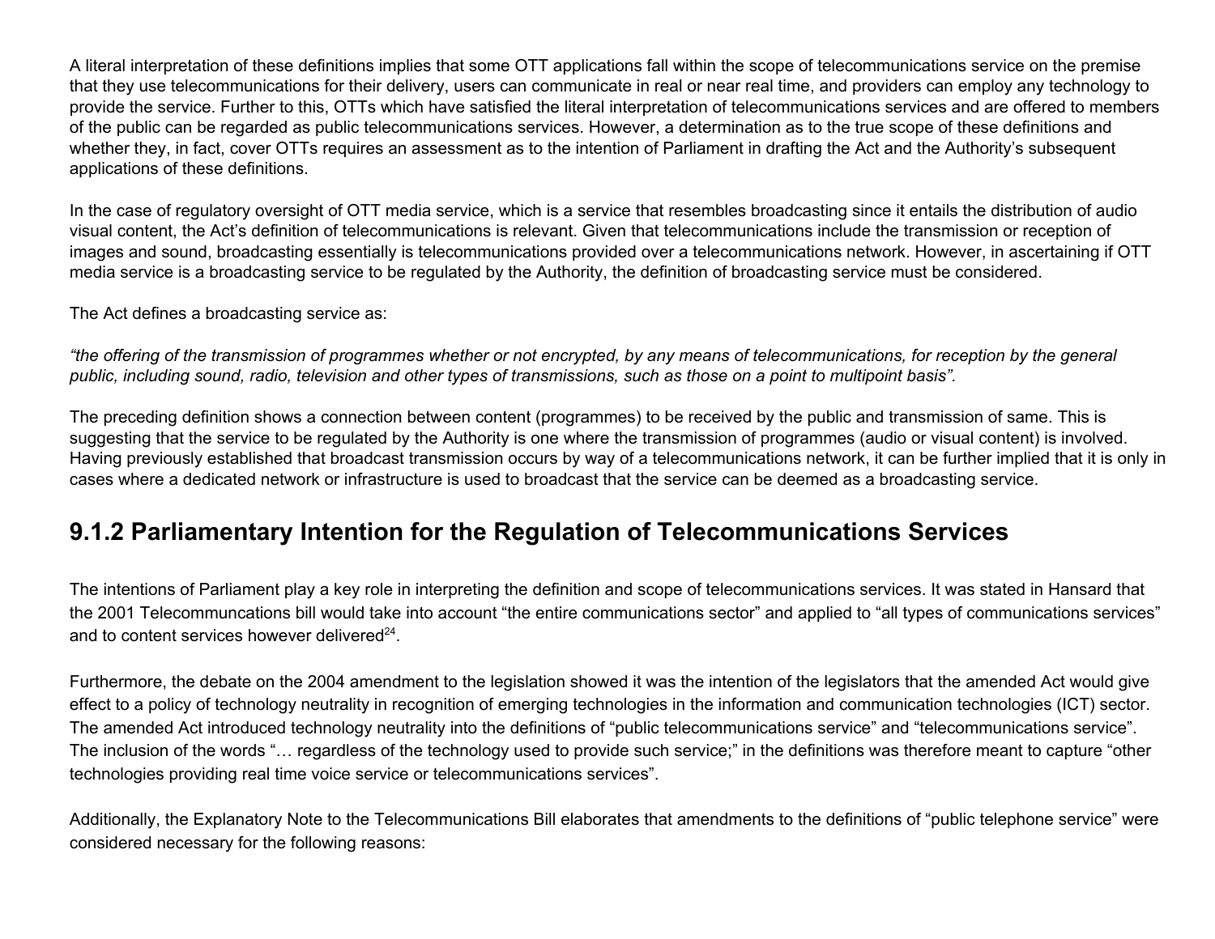A literal interpretation of these definitions implies that some OTT applications fall within the scope of telecommunications service on the premise that they use telecommunications for their delivery, users can communicate in real or near real time, and providers can employ any technology to provide the service. Further to this, OTTs which have satisfied the literal interpretation of telecommunications services and are offered to members of the public can be regarded as public telecommunications services. However, a determination as to the true scope of these definitions and whether they, in fact, cover OTTs requires an assessment as to the intention of Parliament in drafting the Act and the Authority's subsequent applications of these definitions.

In the case of regulatory oversight of OTT media service, which is a service that resembles broadcasting since it entails the distribution of audio visual content, the Act's definition of telecommunications is relevant. Given that telecommunications include the transmission or reception of images and sound, broadcasting essentially is telecommunications provided over a telecommunications network. However, in ascertaining if OTT media service is a broadcasting service to be regulated by the Authority, the definition of broadcasting service must be considered.

The Act defines a broadcasting service as:

*"the offering of the transmission of programmes whether or not encrypted, by any means of telecommunications, for reception by the general public, including sound, radio, television and other types of transmissions, such as those on a point to multipoint basis".*

The preceding definition shows a connection between content (programmes) to be received by the public and transmission of same. This is suggesting that the service to be regulated by the Authority is one where the transmission of programmes (audio or visual content) is involved. Having previously established that broadcast transmission occurs by way of a telecommunications network, it can be further implied that it is only in cases where a dedicated network or infrastructure is used to broadcast that the service can be deemed as a broadcasting service.

## 9.1.2 Parliamentary Intention for the Regulation of Telecommunications Services

The intentions of Parliament play a key role in interpreting the definition and scope of telecommunications services. It was stated in Hansard that the 2001 Telecommuncations bill would take into account "the entire communications sector" and applied to "all types of communications services" and to content services however delivered[24].

Furthermore, the debate on the 2004 amendment to the legislation showed it was the intention of the legislators that the amended Act would give effect to a policy of technology neutrality in recognition of emerging technologies in the information and communication technologies (ICT) sector. The amended Act introduced technology neutrality into the definitions of "public telecommunications service" and "telecommunications service". The inclusion of the words "… regardless of the technology used to provide such service;" in the definitions was therefore meant to capture "other technologies providing real time voice service or telecommunications services".

Additionally, the Explanatory Note to the Telecommunications Bill elaborates that amendments to the definitions of "public telephone service" were considered necessary for the following reasons: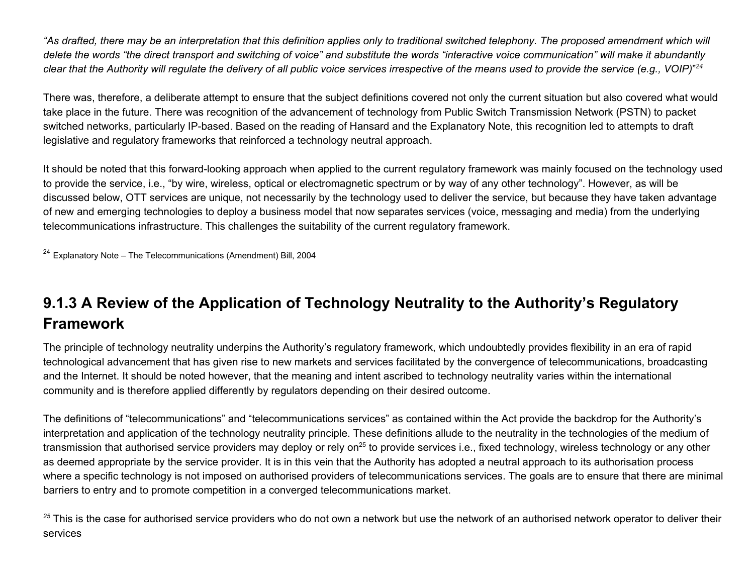*“As drafted, there may be an interpretation that this definition applies only to traditional switched telephony. The proposed amendment which will delete the words “the direct transport and switching of voice” and substitute the words “interactive voice communication” will make it abundantly clear that the Authority will regulate the delivery of all public voice services irrespective of the means used to provide the service (e.g., VOIP)”*[24]

There was, therefore, a deliberate attempt to ensure that the subject definitions covered not only the current situation but also covered what would take place in the future. There was recognition of the advancement of technology from Public Switch Transmission Network (PSTN) to packet switched networks, particularly IP-based. Based on the reading of Hansard and the Explanatory Note, this recognition led to attempts to draft legislative and regulatory frameworks that reinforced a technology neutral approach.

It should be noted that this forward-looking approach when applied to the current regulatory framework was mainly focused on the technology used to provide the service, i.e., “by wire, wireless, optical or electromagnetic spectrum or by way of any other technology”. However, as will be discussed below, OTT services are unique, not necessarily by the technology used to deliver the service, but because they have taken advantage of new and emerging technologies to deploy a business model that now separates services (voice, messaging and media) from the underlying telecommunications infrastructure. This challenges the suitability of the current regulatory framework.

[24] Explanatory Note – The Telecommunications (Amendment) Bill, 2004

## 9.1.3 A Review of the Application of Technology Neutrality to the Authority’s Regulatory Framework

The principle of technology neutrality underpins the Authority’s regulatory framework, which undoubtedly provides flexibility in an era of rapid technological advancement that has given rise to new markets and services facilitated by the convergence of telecommunications, broadcasting and the Internet. It should be noted however, that the meaning and intent ascribed to technology neutrality varies within the international community and is therefore applied differently by regulators depending on their desired outcome.

The definitions of “telecommunications” and “telecommunications services” as contained within the Act provide the backdrop for the Authority’s interpretation and application of the technology neutrality principle. These definitions allude to the neutrality in the technologies of the medium of transmission that authorised service providers may deploy or rely on[25] to provide services i.e., fixed technology, wireless technology or any other as deemed appropriate by the service provider. It is in this vein that the Authority has adopted a neutral approach to its authorisation process where a specific technology is not imposed on authorised providers of telecommunications services. The goals are to ensure that there are minimal barriers to entry and to promote competition in a converged telecommunications market.

[25] This is the case for authorised service providers who do not own a network but use the network of an authorised network operator to deliver their services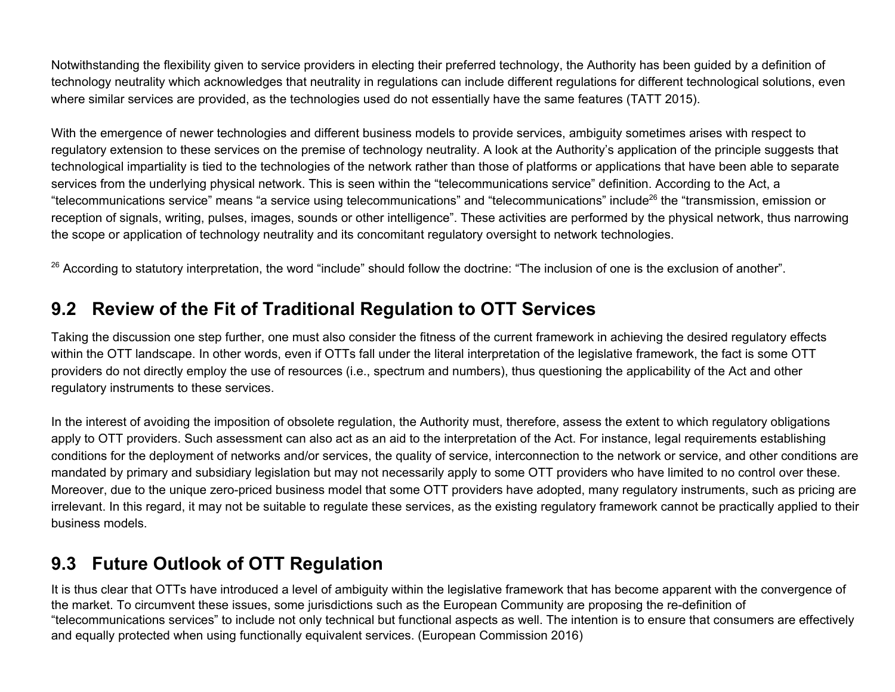Notwithstanding the flexibility given to service providers in electing their preferred technology, the Authority has been guided by a definition of technology neutrality which acknowledges that neutrality in regulations can include different regulations for different technological solutions, even where similar services are provided, as the technologies used do not essentially have the same features (TATT 2015).

With the emergence of newer technologies and different business models to provide services, ambiguity sometimes arises with respect to regulatory extension to these services on the premise of technology neutrality. A look at the Authority's application of the principle suggests that technological impartiality is tied to the technologies of the network rather than those of platforms or applications that have been able to separate services from the underlying physical network. This is seen within the "telecommunications service" definition. According to the Act, a "telecommunications service" means "a service using telecommunications" and "telecommunications" include[26] the "transmission, emission or reception of signals, writing, pulses, images, sounds or other intelligence". These activities are performed by the physical network, thus narrowing the scope or application of technology neutrality and its concomitant regulatory oversight to network technologies.

[26] According to statutory interpretation, the word "include" should follow the doctrine: "The inclusion of one is the exclusion of another".

## 9.2 Review of the Fit of Traditional Regulation to OTT Services

Taking the discussion one step further, one must also consider the fitness of the current framework in achieving the desired regulatory effects within the OTT landscape. In other words, even if OTTs fall under the literal interpretation of the legislative framework, the fact is some OTT providers do not directly employ the use of resources (i.e., spectrum and numbers), thus questioning the applicability of the Act and other regulatory instruments to these services.

In the interest of avoiding the imposition of obsolete regulation, the Authority must, therefore, assess the extent to which regulatory obligations apply to OTT providers. Such assessment can also act as an aid to the interpretation of the Act. For instance, legal requirements establishing conditions for the deployment of networks and/or services, the quality of service, interconnection to the network or service, and other conditions are mandated by primary and subsidiary legislation but may not necessarily apply to some OTT providers who have limited to no control over these. Moreover, due to the unique zero-priced business model that some OTT providers have adopted, many regulatory instruments, such as pricing are irrelevant. In this regard, it may not be suitable to regulate these services, as the existing regulatory framework cannot be practically applied to their business models.

## 9.3 Future Outlook of OTT Regulation

It is thus clear that OTTs have introduced a level of ambiguity within the legislative framework that has become apparent with the convergence of the market. To circumvent these issues, some jurisdictions such as the European Community are proposing the re-definition of "telecommunications services" to include not only technical but functional aspects as well. The intention is to ensure that consumers are effectively and equally protected when using functionally equivalent services. (European Commission 2016)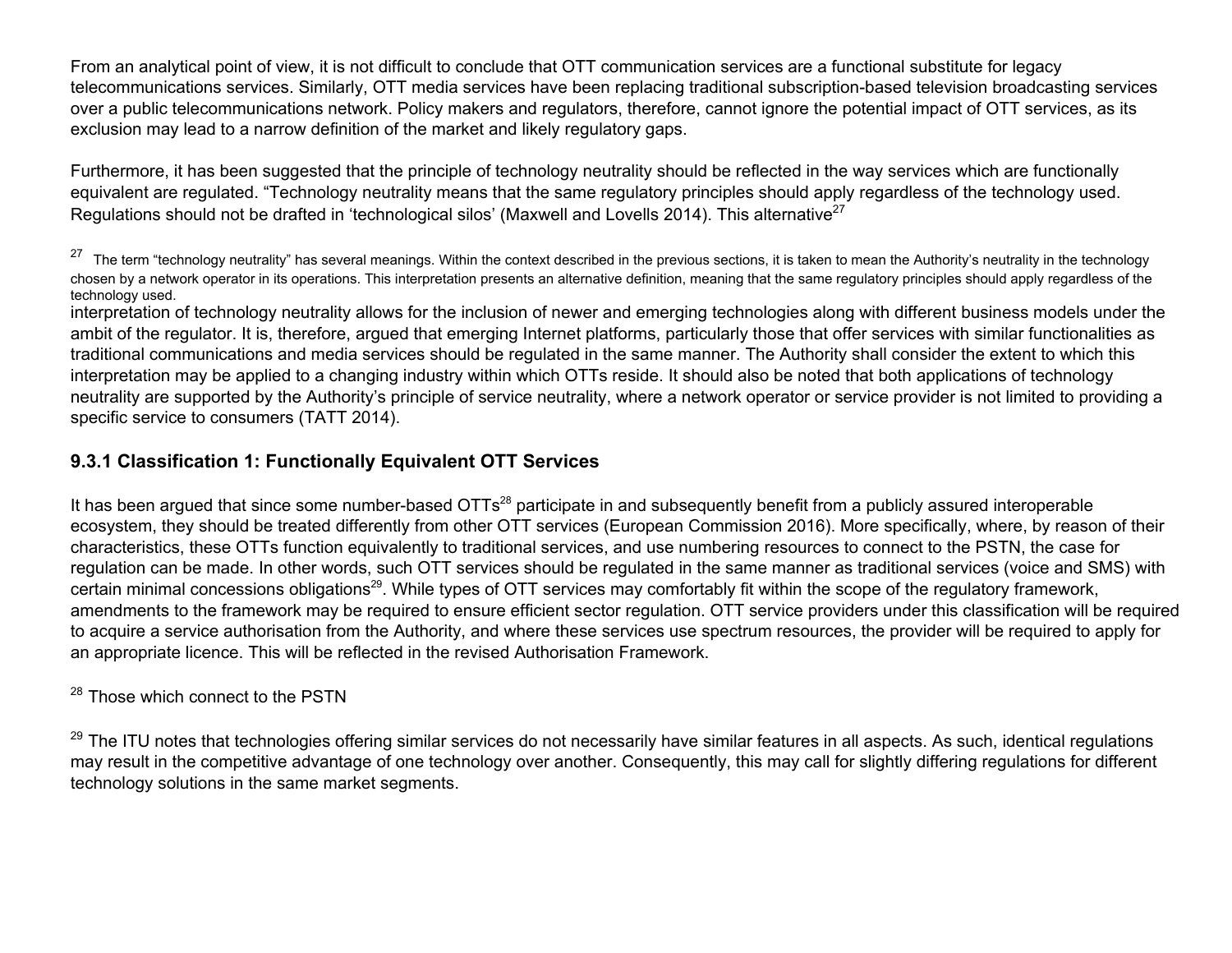From an analytical point of view, it is not difficult to conclude that OTT communication services are a functional substitute for legacy telecommunications services. Similarly, OTT media services have been replacing traditional subscription-based television broadcasting services over a public telecommunications network. Policy makers and regulators, therefore, cannot ignore the potential impact of OTT services, as its exclusion may lead to a narrow definition of the market and likely regulatory gaps.

Furthermore, it has been suggested that the principle of technology neutrality should be reflected in the way services which are functionally equivalent are regulated. "Technology neutrality means that the same regulatory principles should apply regardless of the technology used. Regulations should not be drafted in 'technological silos' (Maxwell and Lovells 2014). This alternative[27] interpretation of technology neutrality allows for the inclusion of newer and emerging technologies along with different business models under the ambit of the regulator. It is, therefore, argued that emerging Internet platforms, particularly those that offer services with similar functionalities as traditional communications and media services should be regulated in the same manner. The Authority shall consider the extent to which this interpretation may be applied to a changing industry within which OTTs reside. It should also be noted that both applications of technology neutrality are supported by the Authority's principle of service neutrality, where a network operator or service provider is not limited to providing a specific service to consumers (TATT 2014).

### 9.3.1 Classification 1: Functionally Equivalent OTT Services

It has been argued that since some number-based OTTs[28] participate in and subsequently benefit from a publicly assured interoperable ecosystem, they should be treated differently from other OTT services (European Commission 2016). More specifically, where, by reason of their characteristics, these OTTs function equivalently to traditional services, and use numbering resources to connect to the PSTN, the case for regulation can be made. In other words, such OTT services should be regulated in the same manner as traditional services (voice and SMS) with certain minimal concessions obligations[29]. While types of OTT services may comfortably fit within the scope of the regulatory framework, amendments to the framework may be required to ensure efficient sector regulation. OTT service providers under this classification will be required to acquire a service authorisation from the Authority, and where these services use spectrum resources, the provider will be required to apply for an appropriate licence. This will be reflected in the revised Authorisation Framework.

[27] The term "technology neutrality" has several meanings. Within the context described in the previous sections, it is taken to mean the Authority's neutrality in the technology chosen by a network operator in its operations. This interpretation presents an alternative definition, meaning that the same regulatory principles should apply regardless of the technology used.

[28] Those which connect to the PSTN

[29] The ITU notes that technologies offering similar services do not necessarily have similar features in all aspects. As such, identical regulations may result in the competitive advantage of one technology over another. Consequently, this may call for slightly differing regulations for different technology solutions in the same market segments.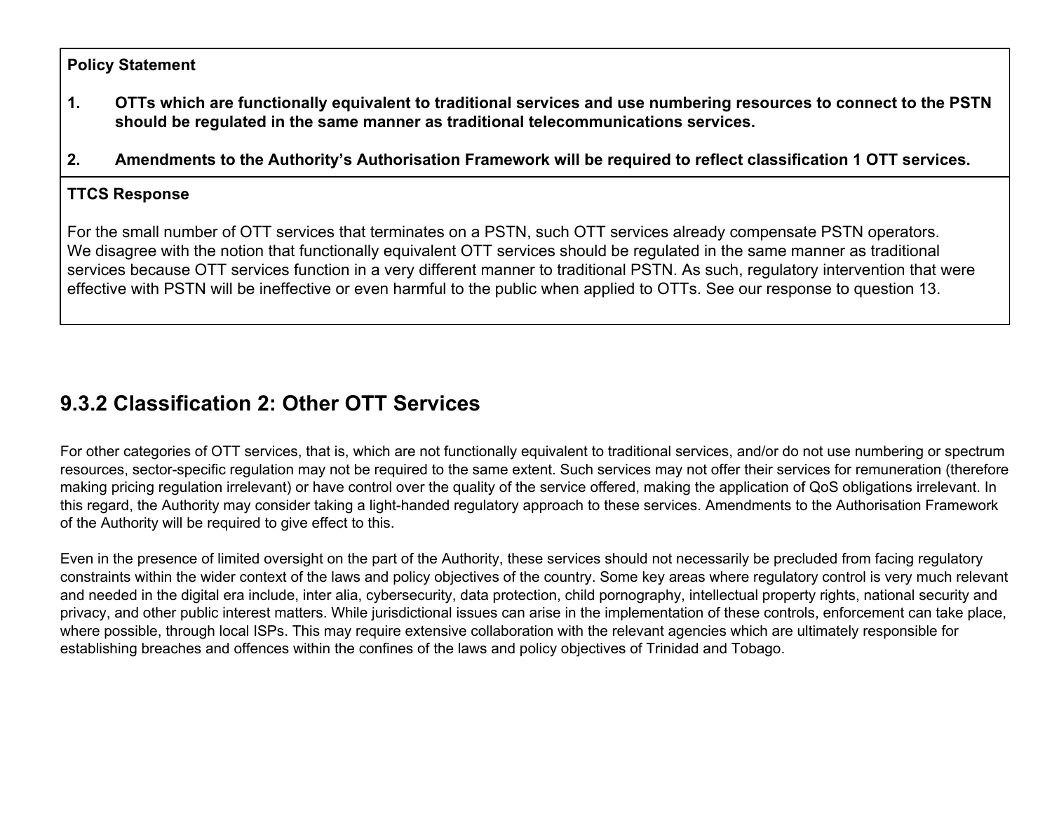**Policy Statement**

1. **OTTs which are functionally equivalent to traditional services and use numbering resources to connect to the PSTN should be regulated in the same manner as traditional telecommunications services.**

2. **Amendments to the Authority's Authorisation Framework will be required to reflect classification 1 OTT services.**

**TTCS Response**

For the small number of OTT services that terminates on a PSTN, such OTT services already compensate PSTN operators. We disagree with the notion that functionally equivalent OTT services should be regulated in the same manner as traditional services because OTT services function in a very different manner to traditional PSTN. As such, regulatory intervention that were effective with PSTN will be ineffective or even harmful to the public when applied to OTTs. See our response to question 13.

## 9.3.2 Classification 2: Other OTT Services

For other categories of OTT services, that is, which are not functionally equivalent to traditional services, and/or do not use numbering or spectrum resources, sector-specific regulation may not be required to the same extent. Such services may not offer their services for remuneration (therefore making pricing regulation irrelevant) or have control over the quality of the service offered, making the application of QoS obligations irrelevant. In this regard, the Authority may consider taking a light-handed regulatory approach to these services. Amendments to the Authorisation Framework of the Authority will be required to give effect to this.

Even in the presence of limited oversight on the part of the Authority, these services should not necessarily be precluded from facing regulatory constraints within the wider context of the laws and policy objectives of the country. Some key areas where regulatory control is very much relevant and needed in the digital era include, inter alia, cybersecurity, data protection, child pornography, intellectual property rights, national security and privacy, and other public interest matters. While jurisdictional issues can arise in the implementation of these controls, enforcement can take place, where possible, through local ISPs. This may require extensive collaboration with the relevant agencies which are ultimately responsible for establishing breaches and offences within the confines of the laws and policy objectives of Trinidad and Tobago.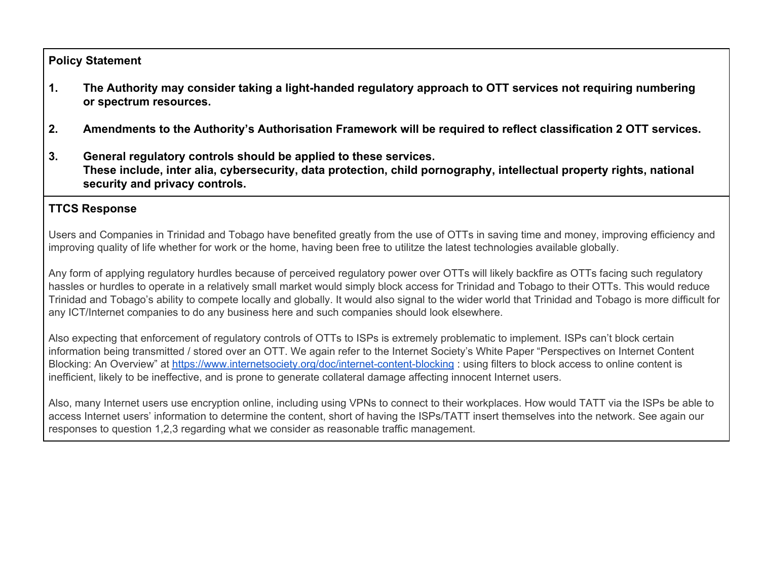**Policy Statement**

1. **The Authority may consider taking a light-handed regulatory approach to OTT services not requiring numbering or spectrum resources.**

2. **Amendments to the Authority's Authorisation Framework will be required to reflect classification 2 OTT services.**

3. **General regulatory controls should be applied to these services.**
   **These include, inter alia, cybersecurity, data protection, child pornography, intellectual property rights, national security and privacy controls.**

**TTCS Response**

Users and Companies in Trinidad and Tobago have benefited greatly from the use of OTTs in saving time and money, improving efficiency and improving quality of life whether for work or the home, having been free to utilitze the latest technologies available globally.

Any form of applying regulatory hurdles because of perceived regulatory power over OTTs will likely backfire as OTTs facing such regulatory hassles or hurdles to operate in a relatively small market would simply block access for Trinidad and Tobago to their OTTs. This would reduce Trinidad and Tobago's ability to compete locally and globally. It would also signal to the wider world that Trinidad and Tobago is more difficult for any ICT/Internet companies to do any business here and such companies should look elsewhere.

Also expecting that enforcement of regulatory controls of OTTs to ISPs is extremely problematic to implement. ISPs can't block certain information being transmitted / stored over an OTT. We again refer to the Internet Society's White Paper "Perspectives on Internet Content Blocking: An Overview" at [https://www.internetsociety.org/doc/internet-content-blocking](https://www.internetsociety.org/doc/internet-content-blocking) : using filters to block access to online content is inefficient, likely to be ineffective, and is prone to generate collateral damage affecting innocent Internet users.

Also, many Internet users use encryption online, including using VPNs to connect to their workplaces. How would TATT via the ISPs be able to access Internet users' information to determine the content, short of having the ISPs/TATT insert themselves into the network. See again our responses to question 1,2,3 regarding what we consider as reasonable traffic management.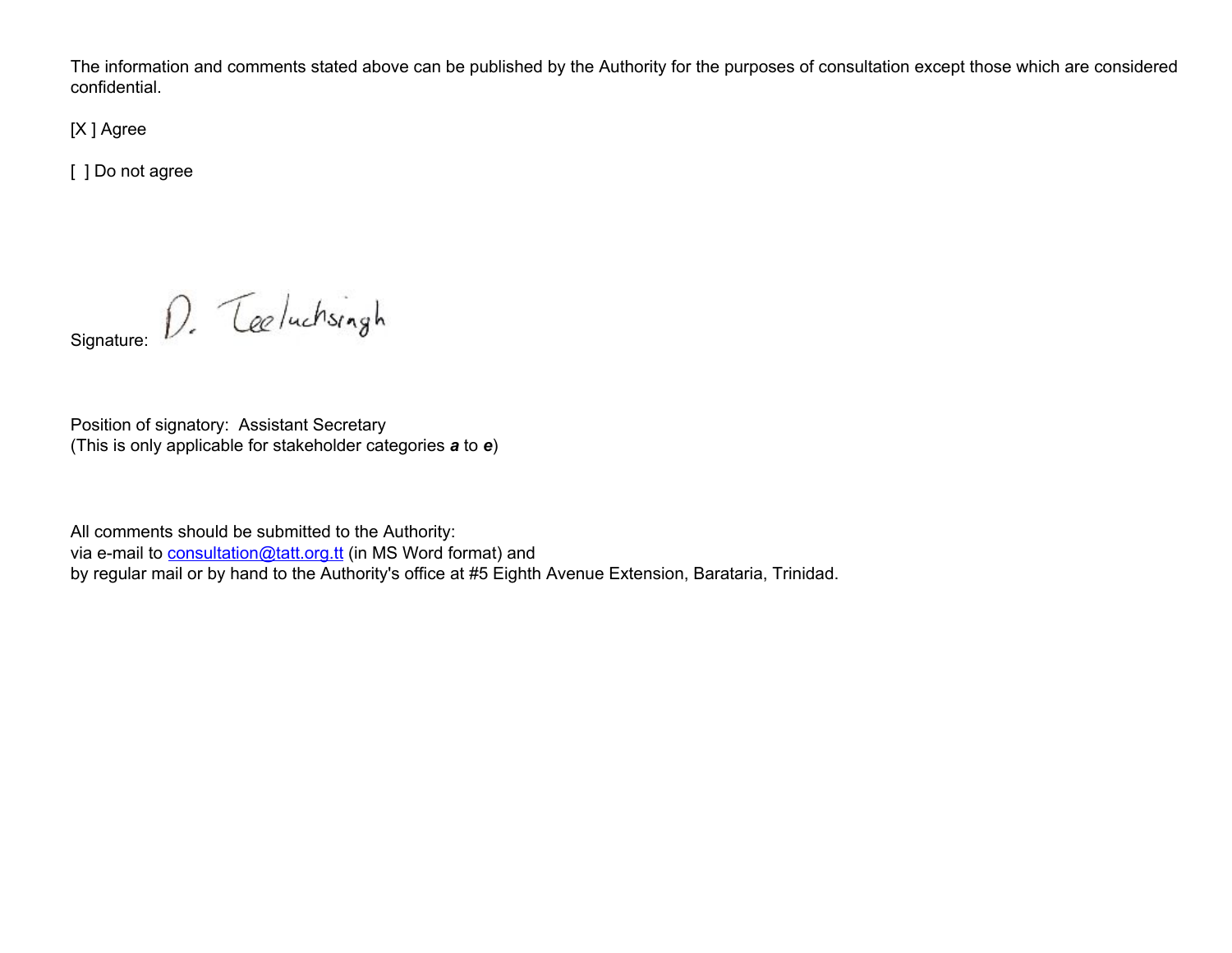The information and comments stated above can be published by the Authority for the purposes of consultation except those which are considered confidential.

[X ] Agree

[ ] Do not agree

Signature: D. Teeluchsingh

Position of signatory: Assistant Secretary
(This is only applicable for stakeholder categories ***a*** to ***e***)

All comments should be submitted to the Authority:
via e-mail to consultation@tatt.org.tt (in MS Word format) and
by regular mail or by hand to the Authority's office at #5 Eighth Avenue Extension, Barataria, Trinidad.